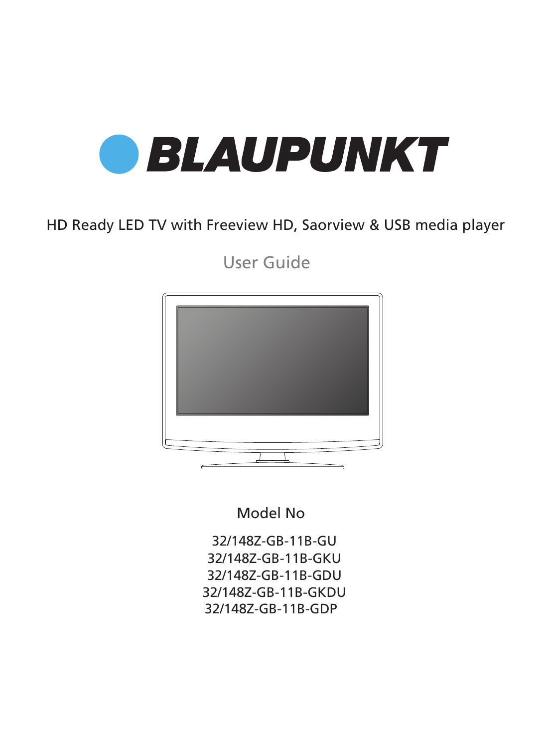# BLAUPUNKT

HD Ready LED TV with Freeview HD, Saorview & USB media player

## User Guide

Model No

32/148Z-GB-11B-GU
32/148Z-GB-11B-GKU
32/148Z-GB-11B-GDU
32/148Z-GB-11B-GKDU
32/148Z-GB-11B-GDP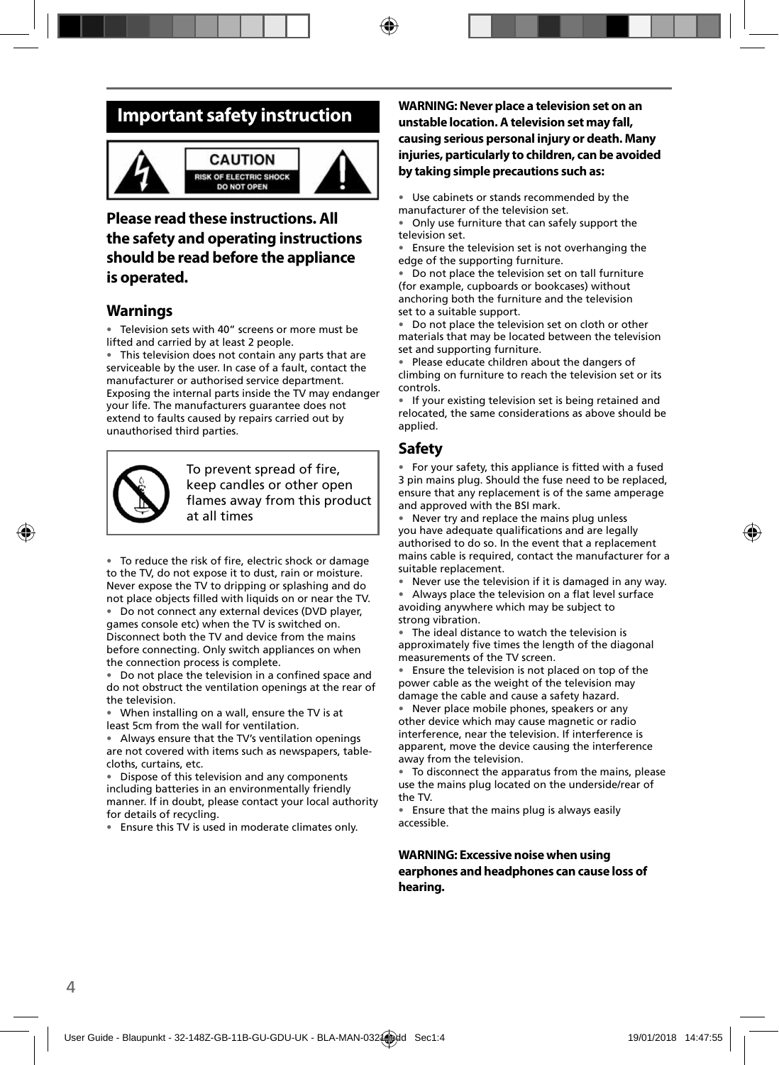## Important safety instruction

**CAUTION**
RISK OF ELECTRIC SHOCK
DO NOT OPEN

### Please read these instructions. All the safety and operating instructions should be read before the appliance is operated.

### Warnings

- Television sets with 40" screens or more must be lifted and carried by at least 2 people.
- This television does not contain any parts that are serviceable by the user. In case of a fault, contact the manufacturer or authorised service department. Exposing the internal parts inside the TV may endanger your life. The manufacturers guarantee does not extend to faults caused by repairs carried out by unauthorised third parties.

To prevent spread of fire, keep candles or other open flames away from this product at all times

- To reduce the risk of fire, electric shock or damage to the TV, do not expose it to dust, rain or moisture. Never expose the TV to dripping or splashing and do not place objects filled with liquids on or near the TV.
- Do not connect any external devices (DVD player, games console etc) when the TV is switched on. Disconnect both the TV and device from the mains before connecting. Only switch appliances on when the connection process is complete.
- Do not place the television in a confined space and do not obstruct the ventilation openings at the rear of the television.
- When installing on a wall, ensure the TV is at least 5cm from the wall for ventilation.
- Always ensure that the TV's ventilation openings are not covered with items such as newspapers, table-cloths, curtains, etc.
- Dispose of this television and any components including batteries in an environmentally friendly manner. If in doubt, please contact your local authority for details of recycling.
- Ensure this TV is used in moderate climates only.

**WARNING: Never place a television set on an unstable location. A television set may fall, causing serious personal injury or death. Many injuries, particularly to children, can be avoided by taking simple precautions such as:**

- Use cabinets or stands recommended by the manufacturer of the television set.
- Only use furniture that can safely support the television set.
- Ensure the television set is not overhanging the edge of the supporting furniture.
- Do not place the television set on tall furniture (for example, cupboards or bookcases) without anchoring both the furniture and the television set to a suitable support.
- Do not place the television set on cloth or other materials that may be located between the television set and supporting furniture.
- Please educate children about the dangers of climbing on furniture to reach the television set or its controls.
- If your existing television set is being retained and relocated, the same considerations as above should be applied.

### Safety

- For your safety, this appliance is fitted with a fused 3 pin mains plug. Should the fuse need to be replaced, ensure that any replacement is of the same amperage and approved with the BSI mark.
- Never try and replace the mains plug unless you have adequate qualifications and are legally authorised to do so. In the event that a replacement mains cable is required, contact the manufacturer for a suitable replacement.
- Never use the television if it is damaged in any way.
- Always place the television on a flat level surface avoiding anywhere which may be subject to strong vibration.
- The ideal distance to watch the television is approximately five times the length of the diagonal measurements of the TV screen.
- Ensure the television is not placed on top of the power cable as the weight of the television may damage the cable and cause a safety hazard.
- Never place mobile phones, speakers or any other device which may cause magnetic or radio interference, near the television. If interference is apparent, move the device causing the interference away from the television.
- To disconnect the apparatus from the mains, please use the mains plug located on the underside/rear of the TV.
- Ensure that the mains plug is always easily accessible.

**WARNING: Excessive noise when using earphones and headphones can cause loss of hearing.**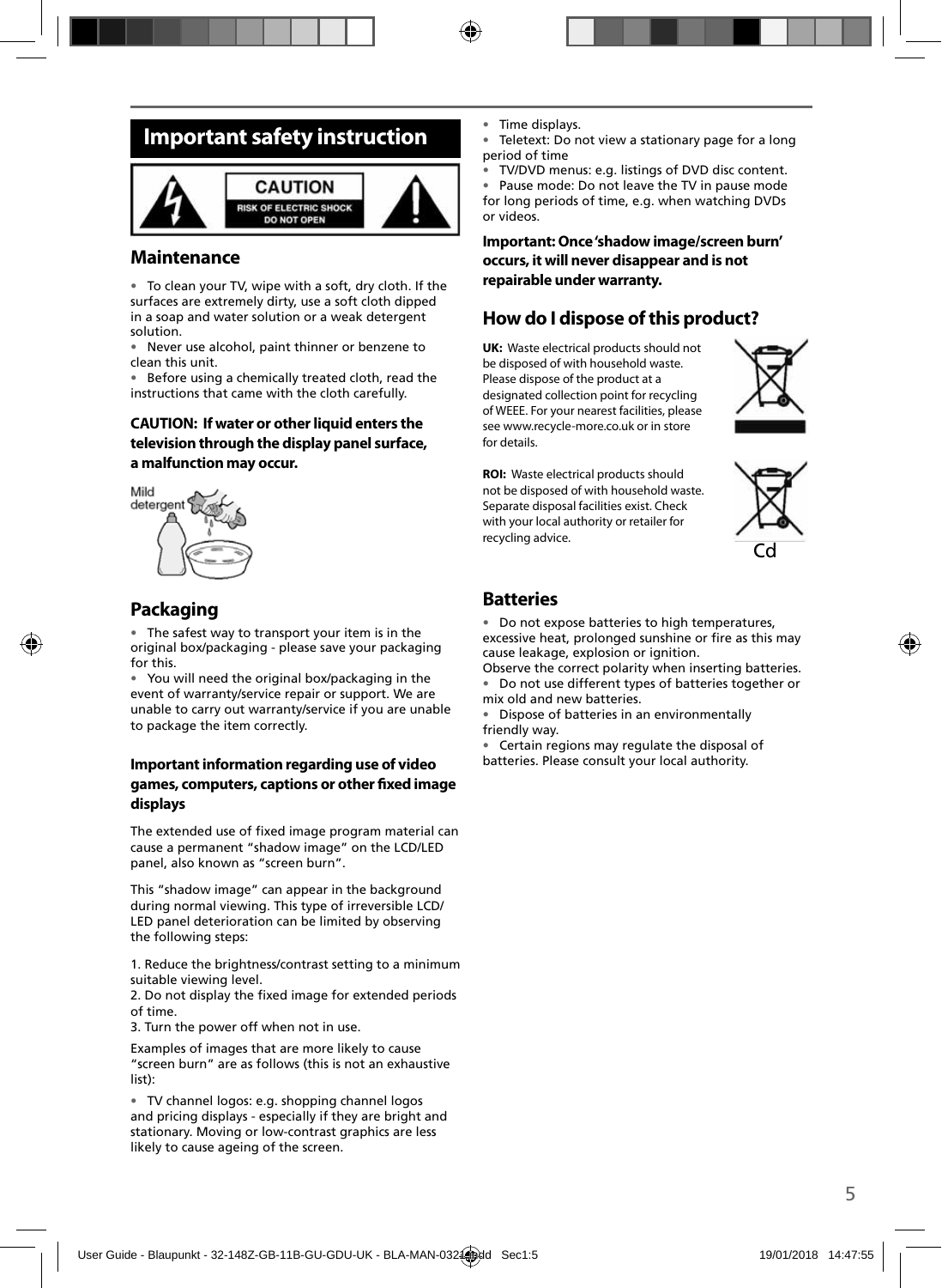# Important safety instruction

CAUTION
RISK OF ELECTRIC SHOCK
DO NOT OPEN

## Maintenance

- To clean your TV, wipe with a soft, dry cloth. If the surfaces are extremely dirty, use a soft cloth dipped in a soap and water solution or a weak detergent solution.
- Never use alcohol, paint thinner or benzene to clean this unit.
- Before using a chemically treated cloth, read the instructions that came with the cloth carefully.

**CAUTION: If water or other liquid enters the television through the display panel surface, a malfunction may occur.**

Mild detergent

## Packaging

- The safest way to transport your item is in the original box/packaging - please save your packaging for this.
- You will need the original box/packaging in the event of warranty/service repair or support. We are unable to carry out warranty/service if you are unable to package the item correctly.

### Important information regarding use of video games, computers, captions or other fixed image displays

The extended use of fixed image program material can cause a permanent "shadow image" on the LCD/LED panel, also known as "screen burn".

This "shadow image" can appear in the background during normal viewing. This type of irreversible LCD/LED panel deterioration can be limited by observing the following steps:

1. Reduce the brightness/contrast setting to a minimum suitable viewing level.
2. Do not display the fixed image for extended periods of time.
3. Turn the power off when not in use.

Examples of images that are more likely to cause "screen burn" are as follows (this is not an exhaustive list):

- TV channel logos: e.g. shopping channel logos and pricing displays - especially if they are bright and stationary. Moving or low-contrast graphics are less likely to cause ageing of the screen.
- Time displays.
- Teletext: Do not view a stationary page for a long period of time
- TV/DVD menus: e.g. listings of DVD disc content.
- Pause mode: Do not leave the TV in pause mode for long periods of time, e.g. when watching DVDs or videos.

**Important: Once 'shadow image/screen burn' occurs, it will never disappear and is not repairable under warranty.**

## How do I dispose of this product?

**UK:** Waste electrical products should not be disposed of with household waste. Please dispose of the product at a designated collection point for recycling of WEEE. For your nearest facilities, please see www.recycle-more.co.uk or in store for details.

**ROI:** Waste electrical products should not be disposed of with household waste. Separate disposal facilities exist. Check with your local authority or retailer for recycling advice.

Cd

## Batteries

- Do not expose batteries to high temperatures, excessive heat, prolonged sunshine or fire as this may cause leakage, explosion or ignition.

Observe the correct polarity when inserting batteries.

- Do not use different types of batteries together or mix old and new batteries.
- Dispose of batteries in an environmentally friendly way.
- Certain regions may regulate the disposal of batteries. Please consult your local authority.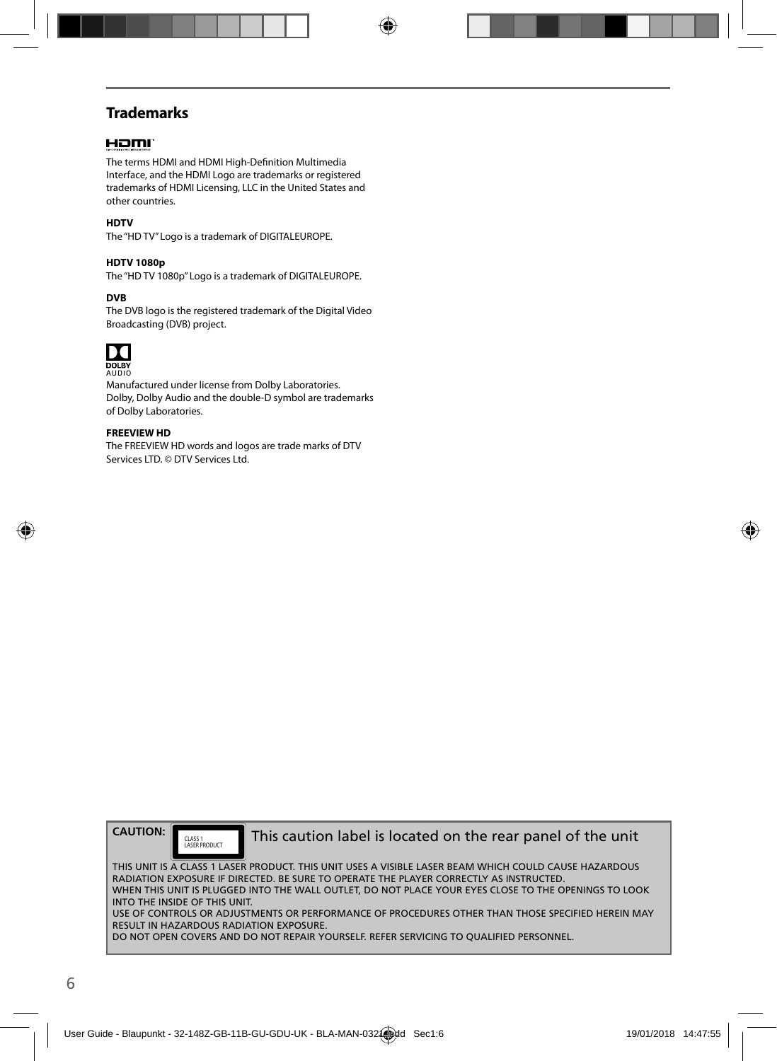## Trademarks

The terms HDMI and HDMI High-Definition Multimedia Interface, and the HDMI Logo are trademarks or registered trademarks of HDMI Licensing, LLC in the United States and other countries.

**HDTV**

The "HD TV" Logo is a trademark of DIGITALEUROPE.

**HDTV 1080p**

The "HD TV 1080p" Logo is a trademark of DIGITALEUROPE.

**DVB**

The DVB logo is the registered trademark of the Digital Video Broadcasting (DVB) project.

Manufactured under license from Dolby Laboratories.
Dolby, Dolby Audio and the double-D symbol are trademarks of Dolby Laboratories.

**FREEVIEW HD**

The FREEVIEW HD words and logos are trade marks of DTV Services LTD. © DTV Services Ltd.

**CAUTION:** CLASS 1 LASER PRODUCT — This caution label is located on the rear panel of the unit

THIS UNIT IS A CLASS 1 LASER PRODUCT. THIS UNIT USES A VISIBLE LASER BEAM WHICH COULD CAUSE HAZARDOUS RADIATION EXPOSURE IF DIRECTED. BE SURE TO OPERATE THE PLAYER CORRECTLY AS INSTRUCTED.
WHEN THIS UNIT IS PLUGGED INTO THE WALL OUTLET, DO NOT PLACE YOUR EYES CLOSE TO THE OPENINGS TO LOOK INTO THE INSIDE OF THIS UNIT.
USE OF CONTROLS OR ADJUSTMENTS OR PERFORMANCE OF PROCEDURES OTHER THAN THOSE SPECIFIED HEREIN MAY RESULT IN HAZARDOUS RADIATION EXPOSURE.
DO NOT OPEN COVERS AND DO NOT REPAIR YOURSELF. REFER SERVICING TO QUALIFIED PERSONNEL.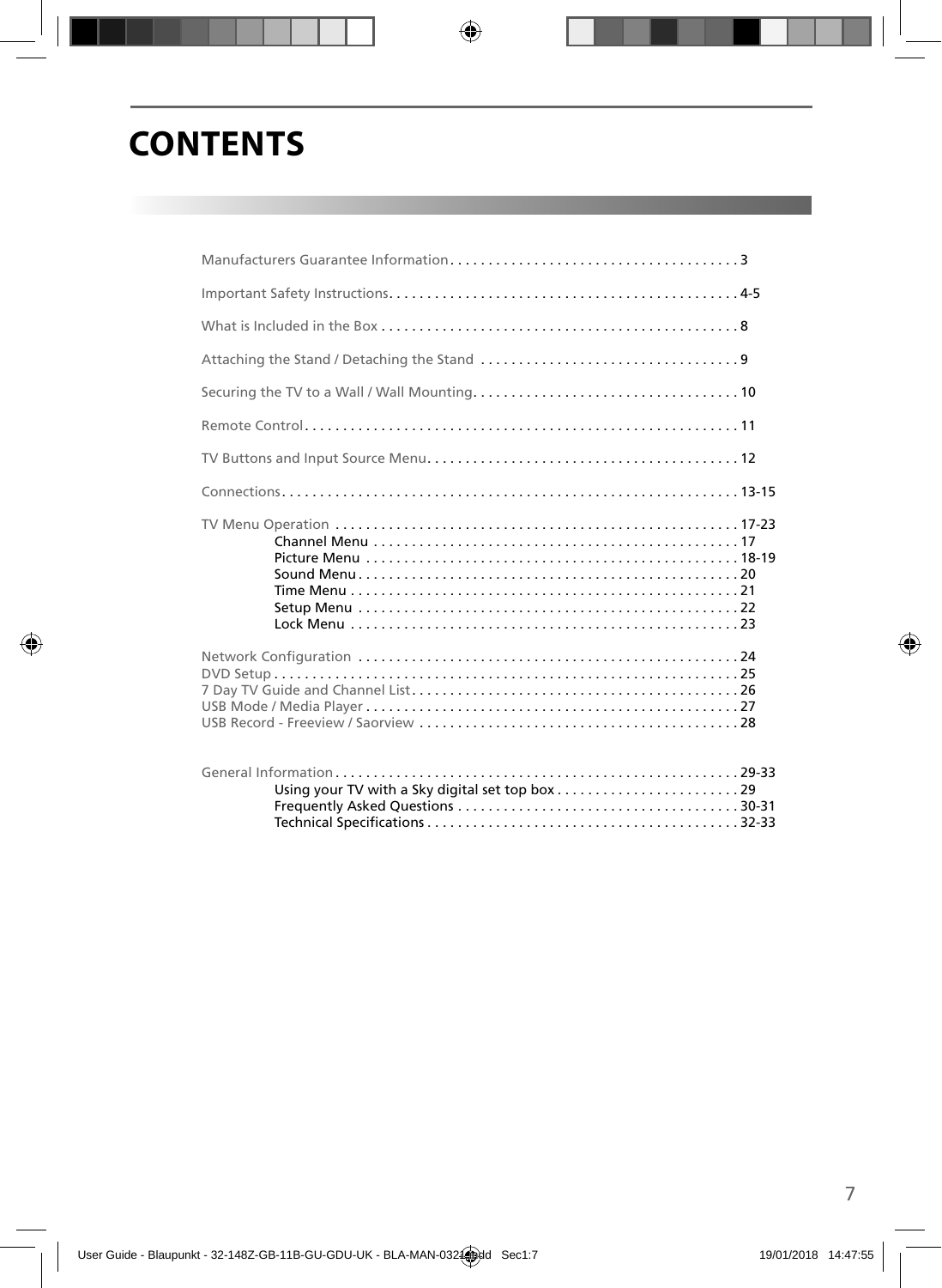# CONTENTS

Manufacturers Guarantee Information . . . . . . . . . . . . . . . . . . . . . . . . . . . . . . . . . . . . . 3

Important Safety Instructions . . . . . . . . . . . . . . . . . . . . . . . . . . . . . . . . . . . . . . . . . . . . 4-5

What is Included in the Box . . . . . . . . . . . . . . . . . . . . . . . . . . . . . . . . . . . . . . . . . . . . . . 8

Attaching the Stand / Detaching the Stand . . . . . . . . . . . . . . . . . . . . . . . . . . . . . . . . . 9

Securing the TV to a Wall / Wall Mounting . . . . . . . . . . . . . . . . . . . . . . . . . . . . . . . . . . 10

Remote Control . . . . . . . . . . . . . . . . . . . . . . . . . . . . . . . . . . . . . . . . . . . . . . . . . . . . . . . . 11

TV Buttons and Input Source Menu . . . . . . . . . . . . . . . . . . . . . . . . . . . . . . . . . . . . . . . . 12

Connections . . . . . . . . . . . . . . . . . . . . . . . . . . . . . . . . . . . . . . . . . . . . . . . . . . . . . . . . . . . 13-15

TV Menu Operation . . . . . . . . . . . . . . . . . . . . . . . . . . . . . . . . . . . . . . . . . . . . . . . . . . . . 17-23
- Channel Menu . . . . . . . . . . . . . . . . . . . . . . . . . . . . . . . . . . . . . . . . . . . . . . . . 17
- Picture Menu . . . . . . . . . . . . . . . . . . . . . . . . . . . . . . . . . . . . . . . . . . . . . . . . . 18-19
- Sound Menu . . . . . . . . . . . . . . . . . . . . . . . . . . . . . . . . . . . . . . . . . . . . . . . . . . 20
- Time Menu . . . . . . . . . . . . . . . . . . . . . . . . . . . . . . . . . . . . . . . . . . . . . . . . . . . 21
- Setup Menu . . . . . . . . . . . . . . . . . . . . . . . . . . . . . . . . . . . . . . . . . . . . . . . . . . 22
- Lock Menu . . . . . . . . . . . . . . . . . . . . . . . . . . . . . . . . . . . . . . . . . . . . . . . . . . . 23

Network Configuration . . . . . . . . . . . . . . . . . . . . . . . . . . . . . . . . . . . . . . . . . . . . . . . . . 24
DVD Setup . . . . . . . . . . . . . . . . . . . . . . . . . . . . . . . . . . . . . . . . . . . . . . . . . . . . . . . . . . . 25
7 Day TV Guide and Channel List . . . . . . . . . . . . . . . . . . . . . . . . . . . . . . . . . . . . . . . . . . 26
USB Mode / Media Player . . . . . . . . . . . . . . . . . . . . . . . . . . . . . . . . . . . . . . . . . . . . . . . . 27
USB Record - Freeview / Saorview . . . . . . . . . . . . . . . . . . . . . . . . . . . . . . . . . . . . . . . . . 28

General Information . . . . . . . . . . . . . . . . . . . . . . . . . . . . . . . . . . . . . . . . . . . . . . . . . . . . 29-33
- Using your TV with a Sky digital set top box . . . . . . . . . . . . . . . . . . . . . . . . 29
- Frequently Asked Questions . . . . . . . . . . . . . . . . . . . . . . . . . . . . . . . . . . . . . 30-31
- Technical Specifications . . . . . . . . . . . . . . . . . . . . . . . . . . . . . . . . . . . . . . . . . 32-33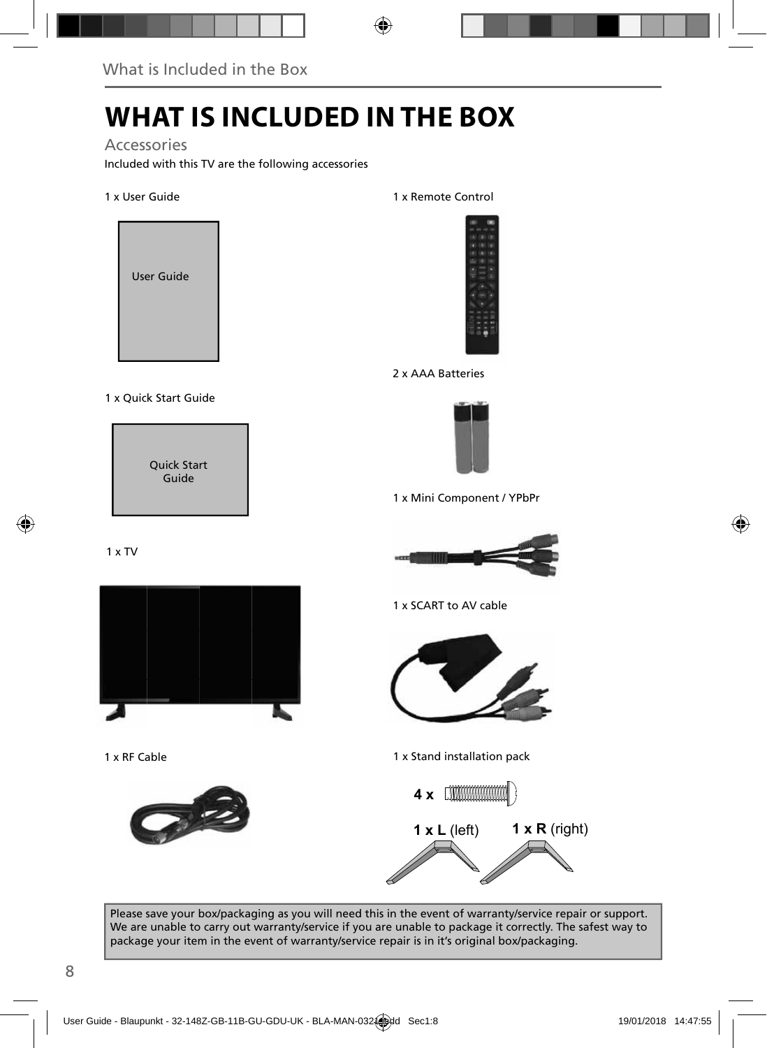# WHAT IS INCLUDED IN THE BOX

## Accessories

Included with this TV are the following accessories

1 x User Guide

User Guide

1 x Quick Start Guide

Quick Start Guide

1 x TV

1 x RF Cable

1 x Remote Control

2 x AAA Batteries

1 x Mini Component / YPbPr

1 x SCART to AV cable

1 x Stand installation pack

4 x

1 x L (left)  1 x R (right)

Please save your box/packaging as you will need this in the event of warranty/service repair or support. We are unable to carry out warranty/service if you are unable to package it correctly. The safest way to package your item in the event of warranty/service repair is in it's original box/packaging.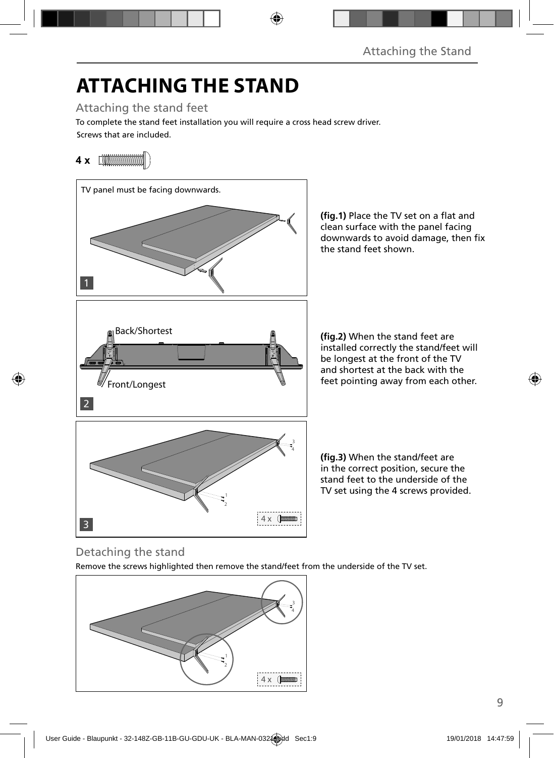# ATTACHING THE STAND

## Attaching the stand feet

To complete the stand feet installation you will require a cross head screw driver.

Screws that are included.

**4 x**

TV panel must be facing downwards.

1

**(fig.1)** Place the TV set on a flat and clean surface with the panel facing downwards to avoid damage, then fix the stand feet shown.

Back/Shortest

Front/Longest

2

**(fig.2)** When the stand feet are installed correctly the stand/feet will be longest at the front of the TV and shortest at the back with the feet pointing away from each other.

3

4 x

**(fig.3)** When the stand/feet are in the correct position, secure the stand feet to the underside of the TV set using the 4 screws provided.

## Detaching the stand

Remove the screws highlighted then remove the stand/feet from the underside of the TV set.

4 x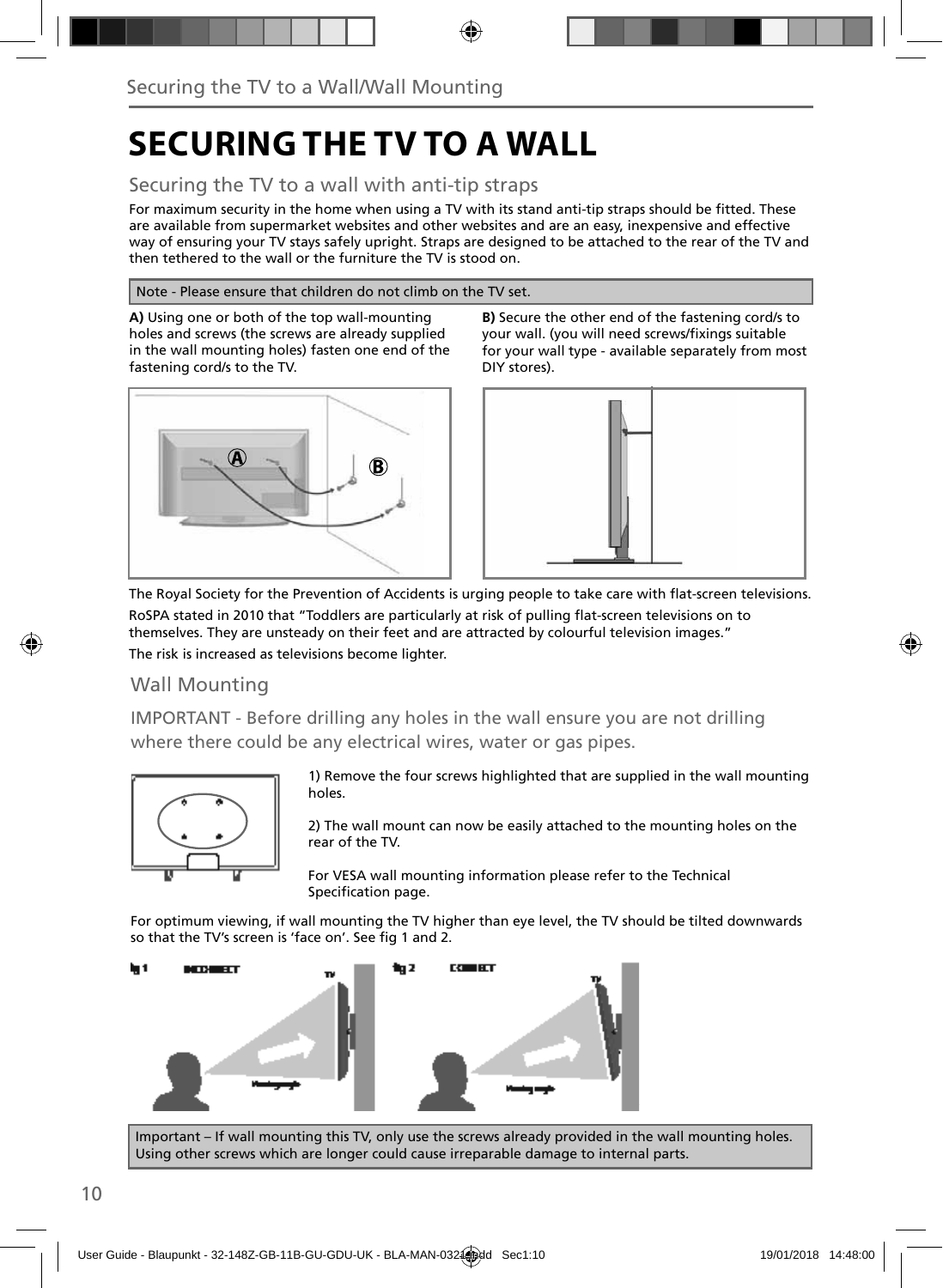# SECURING THE TV TO A WALL

## Securing the TV to a wall with anti-tip straps

For maximum security in the home when using a TV with its stand anti-tip straps should be fitted. These are available from supermarket websites and other websites and are an easy, inexpensive and effective way of ensuring your TV stays safely upright. Straps are designed to be attached to the rear of the TV and then tethered to the wall or the furniture the TV is stood on.

Note - Please ensure that children do not climb on the TV set.

**A)** Using one or both of the top wall-mounting holes and screws (the screws are already supplied in the wall mounting holes) fasten one end of the fastening cord/s to the TV.

**B)** Secure the other end of the fastening cord/s to your wall. (you will need screws/fixings suitable for your wall type - available separately from most DIY stores).

The Royal Society for the Prevention of Accidents is urging people to take care with flat-screen televisions.

RoSPA stated in 2010 that "Toddlers are particularly at risk of pulling flat-screen televisions on to themselves. They are unsteady on their feet and are attracted by colourful television images."

The risk is increased as televisions become lighter.

## Wall Mounting

IMPORTANT - Before drilling any holes in the wall ensure you are not drilling where there could be any electrical wires, water or gas pipes.

1) Remove the four screws highlighted that are supplied in the wall mounting holes.

2) The wall mount can now be easily attached to the mounting holes on the rear of the TV.

For VESA wall mounting information please refer to the Technical Specification page.

For optimum viewing, if wall mounting the TV higher than eye level, the TV should be tilted downwards so that the TV's screen is 'face on'. See fig 1 and 2.

fig 1 INCORRECT

fig 2 CORRECT

Important – If wall mounting this TV, only use the screws already provided in the wall mounting holes. Using other screws which are longer could cause irreparable damage to internal parts.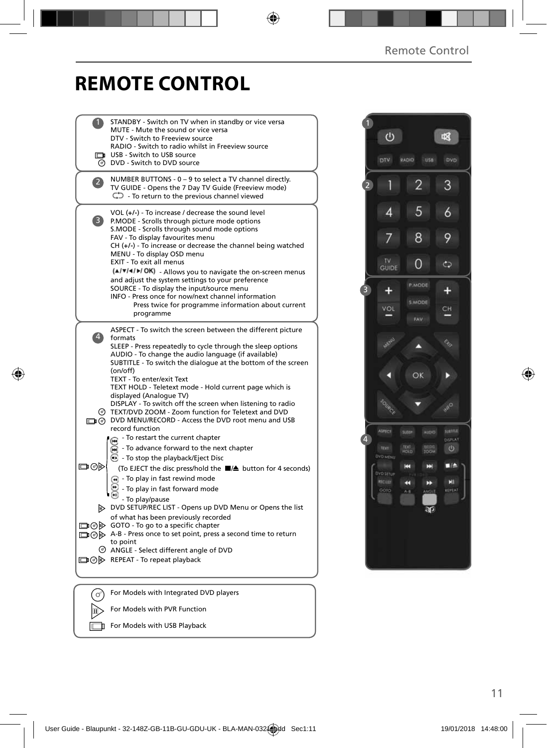# REMOTE CONTROL

**1**

STANDBY - Switch on TV when in standby or vice versa
MUTE - Mute the sound or vice versa
DTV - Switch to Freeview source
RADIO - Switch to radio whilst in Freeview source
USB - Switch to USB source
DVD - Switch to DVD source

**2**

NUMBER BUTTONS - 0 – 9 to select a TV channel directly.
TV GUIDE - Opens the 7 Day TV Guide (Freeview mode)
- To return to the previous channel viewed

**3**

VOL (+/-) - To increase / decrease the sound level
P.MODE - Scrolls through picture mode options
S.MODE - Scrolls through sound mode options
FAV - To display favourites menu
CH (+/-) - To increase or decrease the channel being watched
MENU - To display OSD menu
EXIT - To exit all menus
(▲/▼/◄/►/ OK) - Allows you to navigate the on-screen menus and adjust the system settings to your preference
SOURCE - To display the input/source menu
INFO - Press once for now/next channel information
Press twice for programme information about current programme

**4**

ASPECT - To switch the screen between the different picture formats
SLEEP - Press repeatedly to cycle through the sleep options
AUDIO - To change the audio language (if available)
SUBTITLE - To switch the dialogue at the bottom of the screen (on/off)
TEXT - To enter/exit Text
TEXT HOLD - Teletext mode - Hold current page which is displayed (Analogue TV)
DISPLAY - To switch off the screen when listening to radio
TEXT/DVD ZOOM - Zoom function for Teletext and DVD
DVD MENU/RECORD - Access the DVD root menu and USB record function
- To restart the current chapter
- To advance forward to the next chapter
- To stop the playback/Eject Disc
(To EJECT the disc press/hold the ■/⏏ button for 4 seconds)
- To play in fast rewind mode
- To play in fast forward mode
- To play/pause
DVD SETUP/REC LIST - Opens up DVD Menu or Opens the list of what has been previously recorded
GOTO - To go to a specific chapter
A-B - Press once to set point, press a second time to return to point
ANGLE - Select different angle of DVD
REPEAT - To repeat playback

For Models with Integrated DVD players
For Models with PVR Function
For Models with USB Playback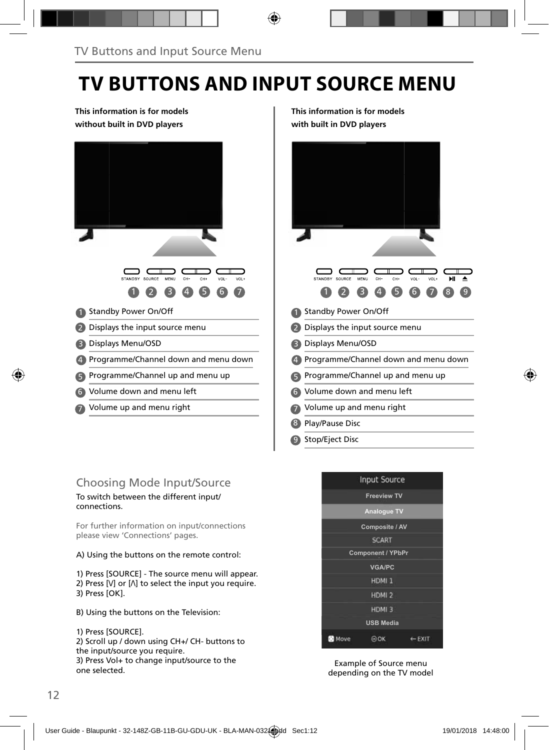# TV BUTTONS AND INPUT SOURCE MENU

**This information is for models without built in DVD players**

STANDBY SOURCE MENU CH- CH+ VOL- VOL+

1. Standby Power On/Off
2. Displays the input source menu
3. Displays Menu/OSD
4. Programme/Channel down and menu down
5. Programme/Channel up and menu up
6. Volume down and menu left
7. Volume up and menu right

**This information is for models with built in DVD players**

STANDBY SOURCE MENU CH- CH+ VOL- VOL+

1. Standby Power On/Off
2. Displays the input source menu
3. Displays Menu/OSD
4. Programme/Channel down and menu down
5. Programme/Channel up and menu up
6. Volume down and menu left
7. Volume up and menu right
8. Play/Pause Disc
9. Stop/Eject Disc

## Choosing Mode Input/Source

To switch between the different input/ connections.

For further information on input/connections please view 'Connections' pages.

A) Using the buttons on the remote control:

1) Press [SOURCE] - The source menu will appear.
2) Press [V] or [Λ] to select the input you require.
3) Press [OK].

B) Using the buttons on the Television:

1) Press [SOURCE].
2) Scroll up / down using CH+/ CH- buttons to the input/source you require.
3) Press Vol+ to change input/source to the one selected.

| Input Source |
|---|
| Freeview TV |
| Analogue TV |
| Composite / AV |
| SCART |
| Component / YPbPr |
| VGA/PC |
| HDMI 1 |
| HDMI 2 |
| HDMI 3 |
| USB Media |
| Move OK EXIT |

Example of Source menu depending on the TV model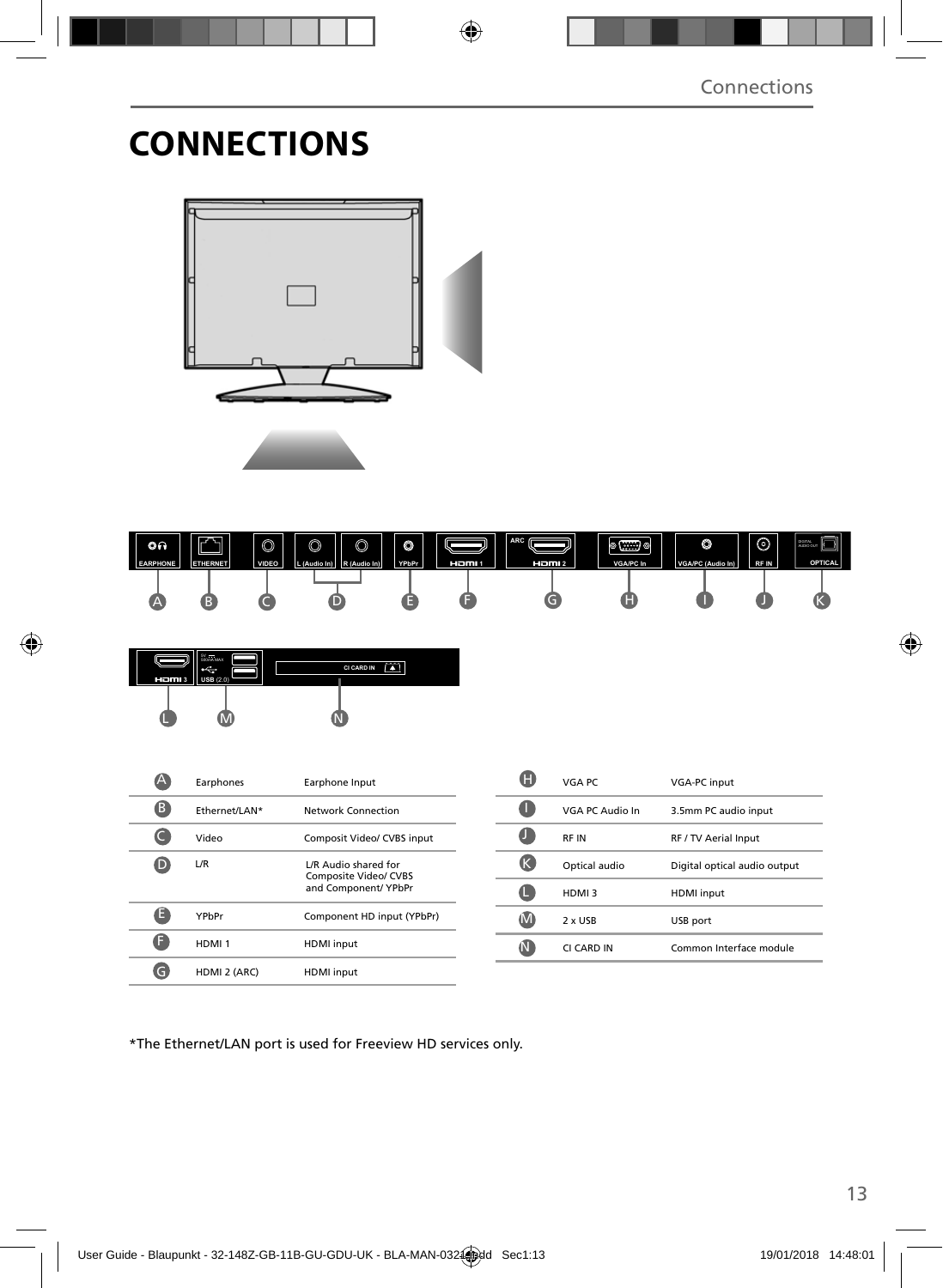# CONNECTIONS

| | | |
|---|---|---|
| A | Earphones | Earphone Input |
| B | Ethernet/LAN* | Network Connection |
| C | Video | Composit Video/ CVBS input |
| D | L/R | L/R Audio shared for Composite Video/ CVBS and Component/ YPbPr |
| E | YPbPr | Component HD input (YPbPr) |
| F | HDMI 1 | HDMI input |
| G | HDMI 2 (ARC) | HDMI input |

| | | |
|---|---|---|
| H | VGA PC | VGA-PC input |
| I | VGA PC Audio In | 3.5mm PC audio input |
| J | RF IN | RF / TV Aerial Input |
| K | Optical audio | Digital optical audio output |
| L | HDMI 3 | HDMI input |
| M | 2 x USB | USB port |
| N | CI CARD IN | Common Interface module |

*The Ethernet/LAN port is used for Freeview HD services only.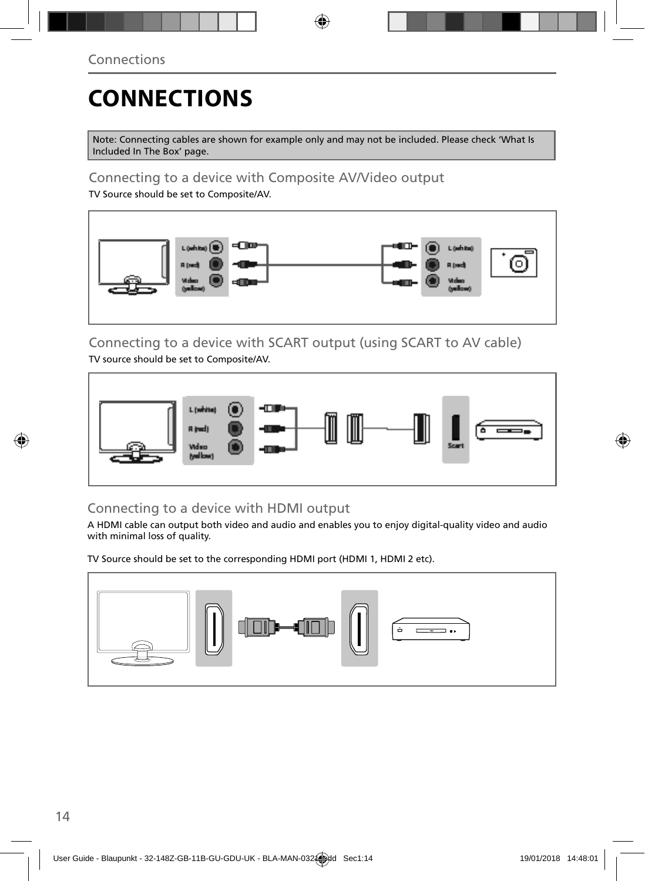# CONNECTIONS

Note: Connecting cables are shown for example only and may not be included. Please check 'What Is Included In The Box' page.

## Connecting to a device with Composite AV/Video output

TV Source should be set to Composite/AV.

## Connecting to a device with SCART output (using SCART to AV cable)

TV source should be set to Composite/AV.

## Connecting to a device with HDMI output

A HDMI cable can output both video and audio and enables you to enjoy digital-quality video and audio with minimal loss of quality.

TV Source should be set to the corresponding HDMI port (HDMI 1, HDMI 2 etc).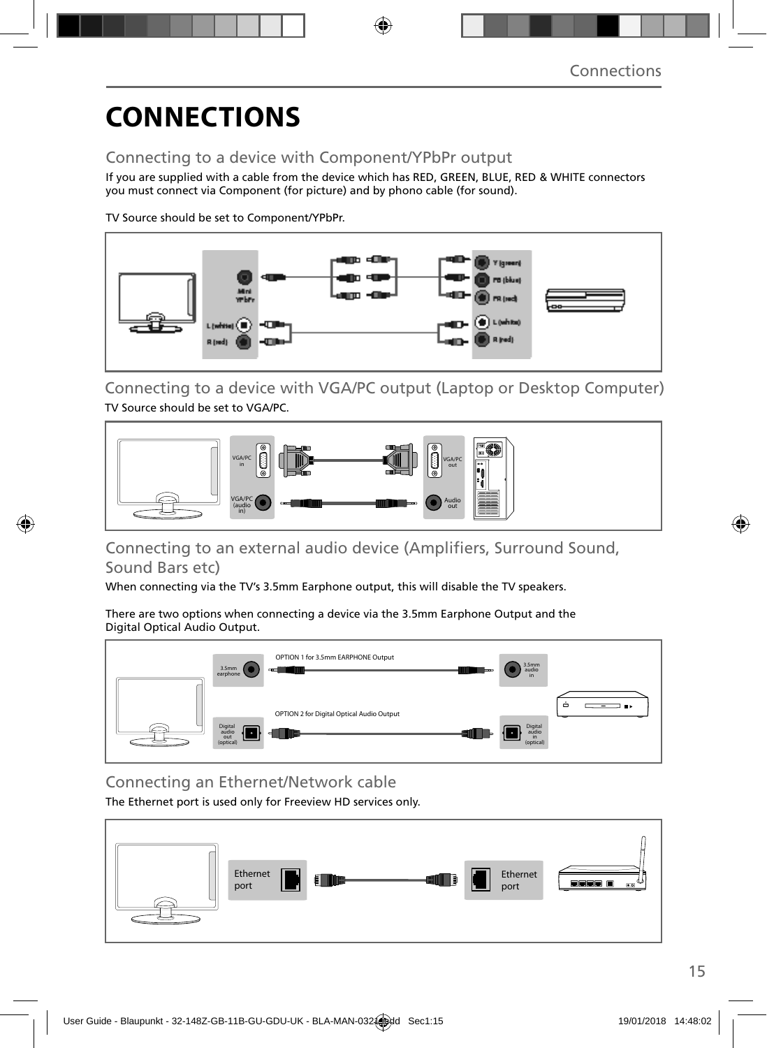# CONNECTIONS

## Connecting to a device with Component/YPbPr output

If you are supplied with a cable from the device which has RED, GREEN, BLUE, RED & WHITE connectors you must connect via Component (for picture) and by phono cable (for sound).

TV Source should be set to Component/YPbPr.

Mini YPbPr

L (white)

R (red)

Y (green)

PB (blue)

PR (red)

L (white)

R (red)

## Connecting to a device with VGA/PC output (Laptop or Desktop Computer)

TV Source should be set to VGA/PC.

VGA/PC in

VGA/PC (audio in)

VGA/PC out

Audio out

## Connecting to an external audio device (Amplifiers, Surround Sound, Sound Bars etc)

When connecting via the TV's 3.5mm Earphone output, this will disable the TV speakers.

There are two options when connecting a device via the 3.5mm Earphone Output and the Digital Optical Audio Output.

OPTION 1 for 3.5mm EARPHONE Output

3.5mm earphone

3.5mm audio in

OPTION 2 for Digital Optical Audio Output

Digital audio out (optical)

Digital audio in (optical)

## Connecting an Ethernet/Network cable

The Ethernet port is used only for Freeview HD services only.

Ethernet port

Ethernet port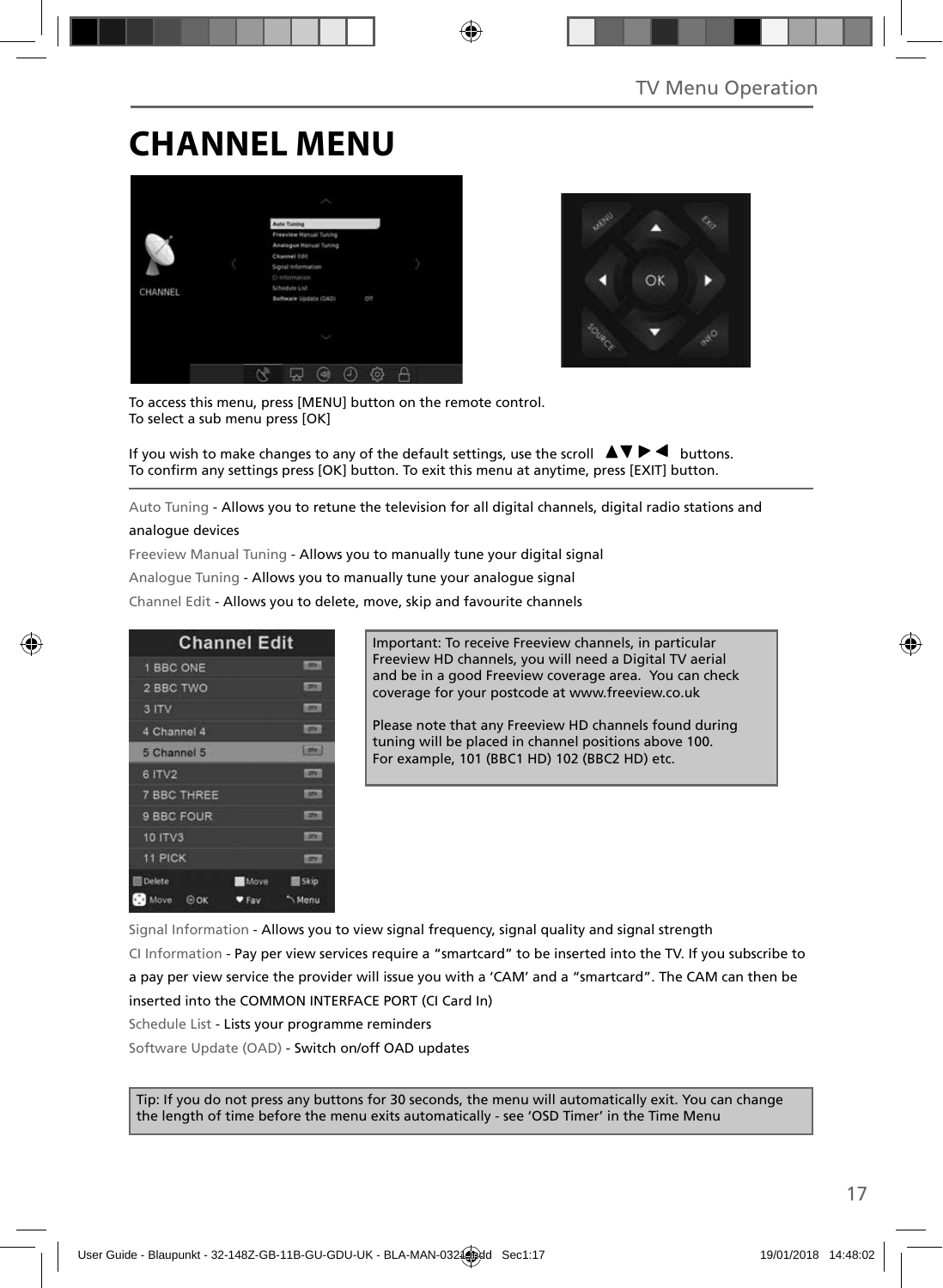# CHANNEL MENU

To access this menu, press [MENU] button on the remote control.
To select a sub menu press [OK]

If you wish to make changes to any of the default settings, use the scroll ▲▼▶◀ buttons.
To confirm any settings press [OK] button. To exit this menu at anytime, press [EXIT] button.

Auto Tuning - Allows you to retune the television for all digital channels, digital radio stations and analogue devices

Freeview Manual Tuning - Allows you to manually tune your digital signal

Analogue Tuning - Allows you to manually tune your analogue signal

Channel Edit - Allows you to delete, move, skip and favourite channels

Important: To receive Freeview channels, in particular Freeview HD channels, you will need a Digital TV aerial and be in a good Freeview coverage area. You can check coverage for your postcode at www.freeview.co.uk

Please note that any Freeview HD channels found during tuning will be placed in channel positions above 100. For example, 101 (BBC1 HD) 102 (BBC2 HD) etc.

Signal Information - Allows you to view signal frequency, signal quality and signal strength

CI Information - Pay per view services require a "smartcard" to be inserted into the TV. If you subscribe to a pay per view service the provider will issue you with a 'CAM' and a "smartcard". The CAM can then be inserted into the COMMON INTERFACE PORT (CI Card In)

Schedule List - Lists your programme reminders

Software Update (OAD) - Switch on/off OAD updates

Tip: If you do not press any buttons for 30 seconds, the menu will automatically exit. You can change the length of time before the menu exits automatically - see 'OSD Timer' in the Time Menu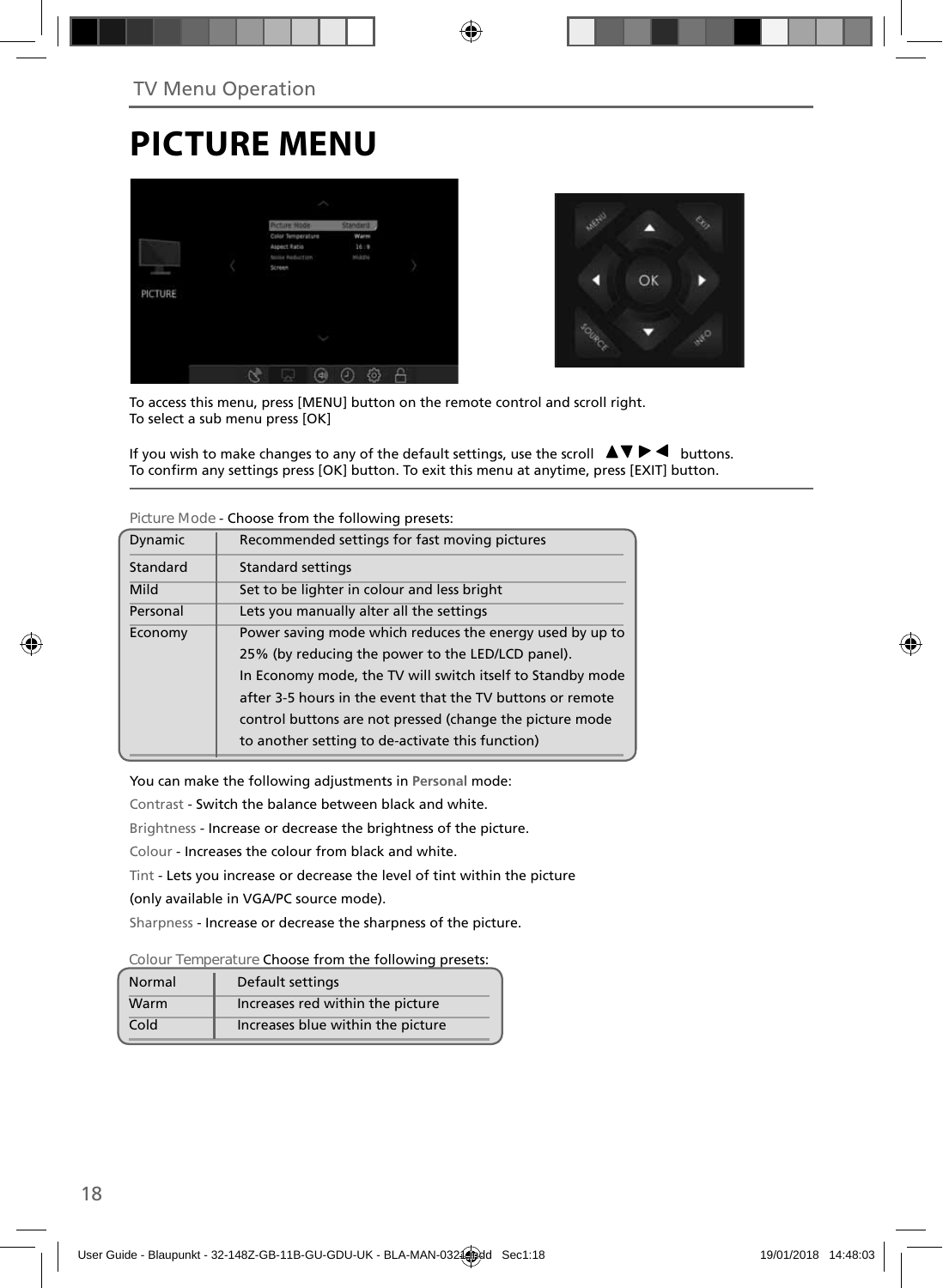TV Menu Operation

# PICTURE MENU

To access this menu, press [MENU] button on the remote control and scroll right.
To select a sub menu press [OK]

If you wish to make changes to any of the default settings, use the scroll ▲▼▶◀ buttons.
To confirm any settings press [OK] button. To exit this menu at anytime, press [EXIT] button.

Picture Mode - Choose from the following presets:

| | |
|---|---|
| Dynamic | Recommended settings for fast moving pictures |
| Standard | Standard settings |
| Mild | Set to be lighter in colour and less bright |
| Personal | Lets you manually alter all the settings |
| Economy | Power saving mode which reduces the energy used by up to 25% (by reducing the power to the LED/LCD panel). In Economy mode, the TV will switch itself to Standby mode after 3-5 hours in the event that the TV buttons or remote control buttons are not pressed (change the picture mode to another setting to de-activate this function) |

You can make the following adjustments in **Personal** mode:

Contrast - Switch the balance between black and white.

Brightness - Increase or decrease the brightness of the picture.

Colour - Increases the colour from black and white.

Tint - Lets you increase or decrease the level of tint within the picture (only available in VGA/PC source mode).

Sharpness - Increase or decrease the sharpness of the picture.

Colour Temperature Choose from the following presets:

| | |
|---|---|
| Normal | Default settings |
| Warm | Increases red within the picture |
| Cold | Increases blue within the picture |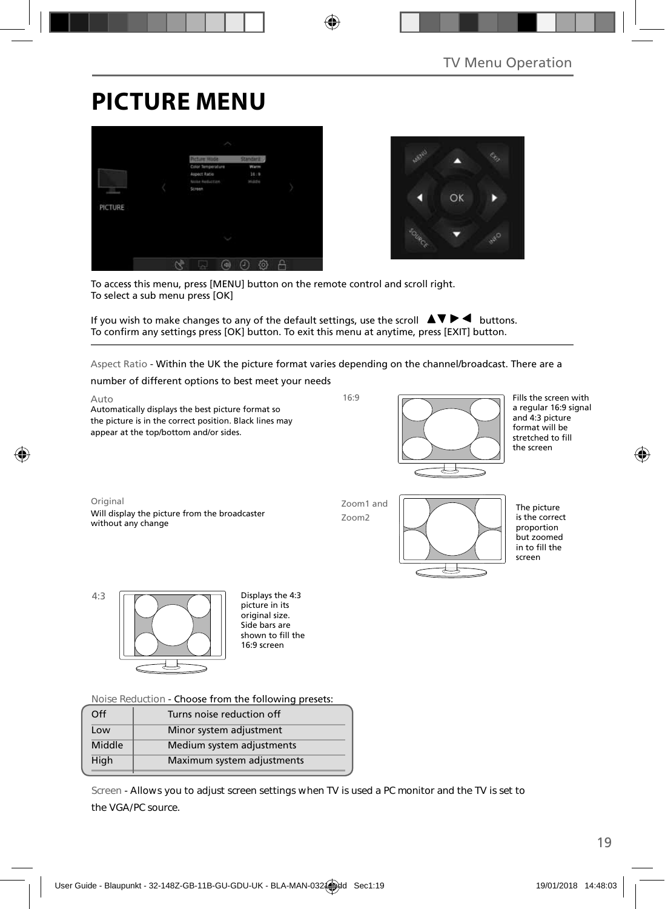# PICTURE MENU

To access this menu, press [MENU] button on the remote control and scroll right.
To select a sub menu press [OK]

If you wish to make changes to any of the default settings, use the scroll ▲▼▶◀ buttons.
To confirm any settings press [OK] button. To exit this menu at anytime, press [EXIT] button.

Aspect Ratio - Within the UK the picture format varies depending on the channel/broadcast. There are a number of different options to best meet your needs

**Auto**
Automatically displays the best picture format so the picture is in the correct position. Black lines may appear at the top/bottom and/or sides.

**16:9**
Fills the screen with a regular 16:9 signal and 4:3 picture format will be stretched to fill the screen

**Original**
Will display the picture from the broadcaster without any change

**Zoom1 and Zoom2**
The picture is the correct proportion but zoomed in to fill the screen

**4:3**
Displays the 4:3 picture in its original size. Side bars are shown to fill the 16:9 screen

Noise Reduction - Choose from the following presets:

| | |
|---|---|
| Off | Turns noise reduction off |
| Low | Minor system adjustment |
| Middle | Medium system adjustments |
| High | Maximum system adjustments |

Screen - Allows you to adjust screen settings when TV is used a PC monitor and the TV is set to the VGA/PC source.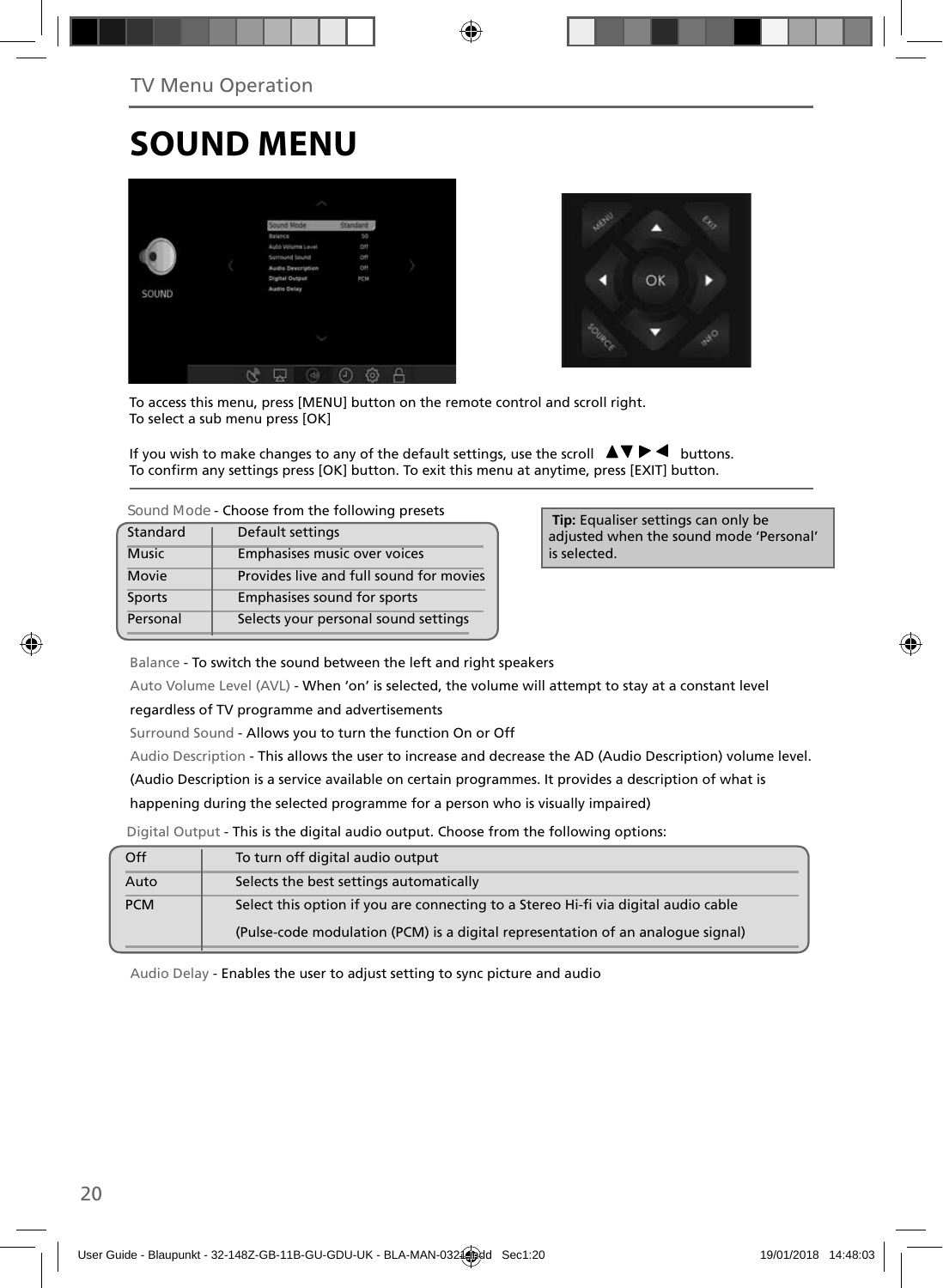TV Menu Operation

# SOUND MENU

To access this menu, press [MENU] button on the remote control and scroll right.
To select a sub menu press [OK]

If you wish to make changes to any of the default settings, use the scroll ▲▼▶◀ buttons.
To confirm any settings press [OK] button. To exit this menu at anytime, press [EXIT] button.

Sound Mode - Choose from the following presets

| | |
|---|---|
| Standard | Default settings |
| Music | Emphasises music over voices |
| Movie | Provides live and full sound for movies |
| Sports | Emphasises sound for sports |
| Personal | Selects your personal sound settings |

**Tip:** Equaliser settings can only be adjusted when the sound mode 'Personal' is selected.

Balance - To switch the sound between the left and right speakers

Auto Volume Level (AVL) - When 'on' is selected, the volume will attempt to stay at a constant level regardless of TV programme and advertisements

Surround Sound - Allows you to turn the function On or Off

Audio Description - This allows the user to increase and decrease the AD (Audio Description) volume level. (Audio Description is a service available on certain programmes. It provides a description of what is happening during the selected programme for a person who is visually impaired)

Digital Output - This is the digital audio output. Choose from the following options:

| | |
|---|---|
| Off | To turn off digital audio output |
| Auto | Selects the best settings automatically |
| PCM | Select this option if you are connecting to a Stereo Hi-fi via digital audio cable (Pulse-code modulation (PCM) is a digital representation of an analogue signal) |

Audio Delay - Enables the user to adjust setting to sync picture and audio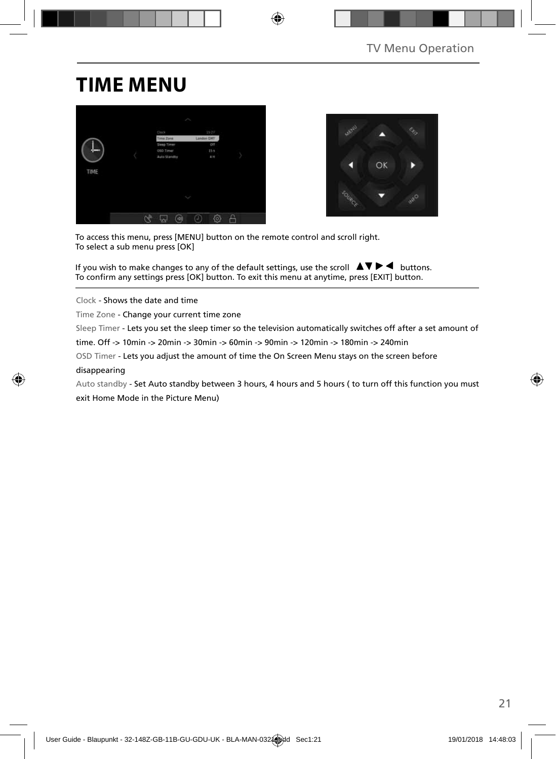# TIME MENU

To access this menu, press [MENU] button on the remote control and scroll right.
To select a sub menu press [OK]

If you wish to make changes to any of the default settings, use the scroll ▲▼ ▶ ◀ buttons.
To confirm any settings press [OK] button. To exit this menu at anytime, press [EXIT] button.

Clock - Shows the date and time

Time Zone - Change your current time zone

Sleep Timer - Lets you set the sleep timer so the television automatically switches off after a set amount of time. Off -> 10min -> 20min -> 30min -> 60min -> 90min -> 120min -> 180min -> 240min

OSD Timer - Lets you adjust the amount of time the On Screen Menu stays on the screen before disappearing

Auto standby - Set Auto standby between 3 hours, 4 hours and 5 hours ( to turn off this function you must exit Home Mode in the Picture Menu)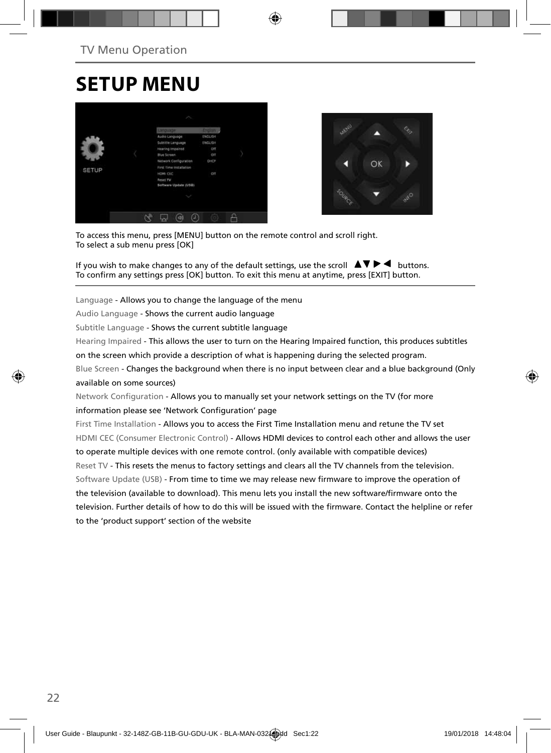TV Menu Operation

# SETUP MENU

To access this menu, press [MENU] button on the remote control and scroll right.
To select a sub menu press [OK]

If you wish to make changes to any of the default settings, use the scroll ▲▼▶◀ buttons.
To confirm any settings press [OK] button. To exit this menu at anytime, press [EXIT] button.

Language - Allows you to change the language of the menu

Audio Language - Shows the current audio language

Subtitle Language - Shows the current subtitle language

Hearing Impaired - This allows the user to turn on the Hearing Impaired function, this produces subtitles on the screen which provide a description of what is happening during the selected program.

Blue Screen - Changes the background when there is no input between clear and a blue background (Only available on some sources)

Network Configuration - Allows you to manually set your network settings on the TV (for more information please see 'Network Configuration' page

First Time Installation - Allows you to access the First Time Installation menu and retune the TV set

HDMI CEC (Consumer Electronic Control) - Allows HDMI devices to control each other and allows the user to operate multiple devices with one remote control. (only available with compatible devices)

Reset TV - This resets the menus to factory settings and clears all the TV channels from the television.

Software Update (USB) - From time to time we may release new firmware to improve the operation of the television (available to download). This menu lets you install the new software/firmware onto the television. Further details of how to do this will be issued with the firmware. Contact the helpline or refer to the 'product support' section of the website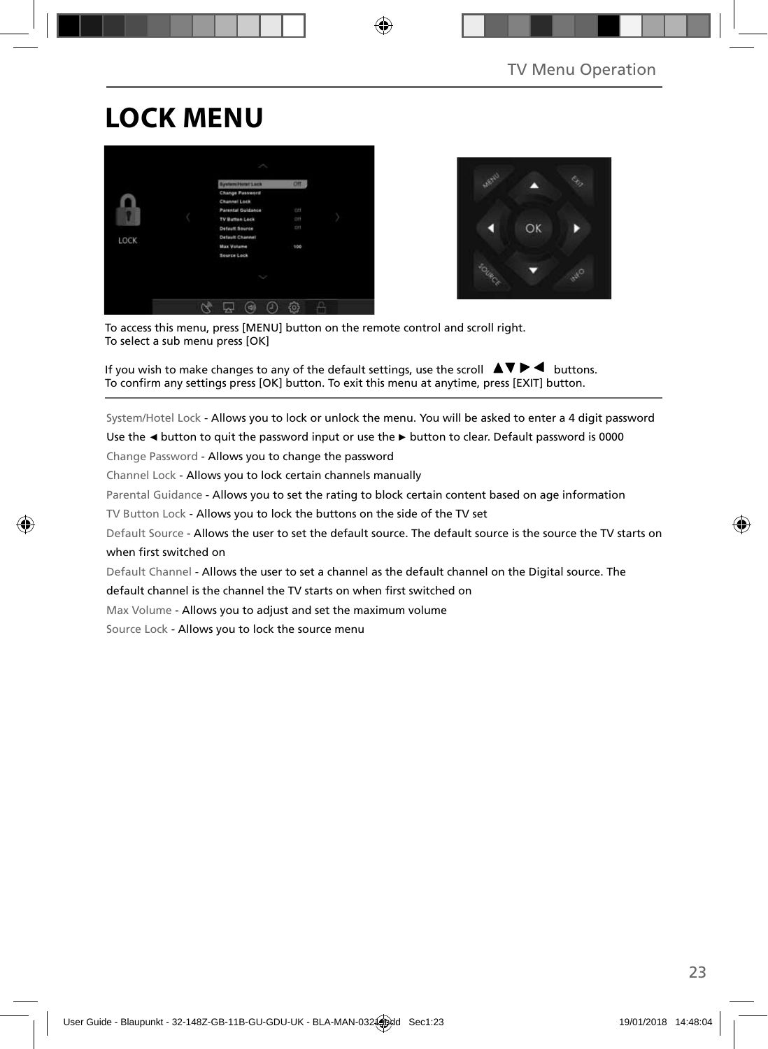# LOCK MENU

To access this menu, press [MENU] button on the remote control and scroll right.
To select a sub menu press [OK]

If you wish to make changes to any of the default settings, use the scroll ▲▼▶◀ buttons.
To confirm any settings press [OK] button. To exit this menu at anytime, press [EXIT] button.

System/Hotel Lock - Allows you to lock or unlock the menu. You will be asked to enter a 4 digit password
Use the ◄ button to quit the password input or use the ► button to clear. Default password is 0000

Change Password - Allows you to change the password

Channel Lock - Allows you to lock certain channels manually

Parental Guidance - Allows you to set the rating to block certain content based on age information

TV Button Lock - Allows you to lock the buttons on the side of the TV set

Default Source - Allows the user to set the default source. The default source is the source the TV starts on when first switched on

Default Channel - Allows the user to set a channel as the default channel on the Digital source. The default channel is the channel the TV starts on when first switched on

Max Volume - Allows you to adjust and set the maximum volume

Source Lock - Allows you to lock the source menu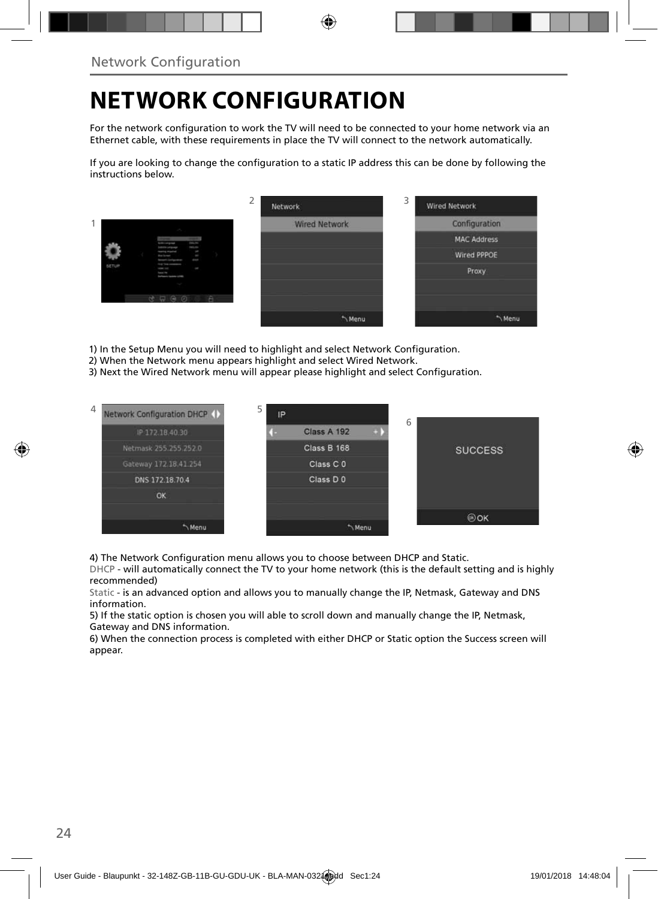# NETWORK CONFIGURATION

For the network configuration to work the TV will need to be connected to your home network via an Ethernet cable, with these requirements in place the TV will connect to the network automatically.

If you are looking to change the configuration to a static IP address this can be done by following the instructions below.

1) In the Setup Menu you will need to highlight and select Network Configuration.
2) When the Network menu appears highlight and select Wired Network.
3) Next the Wired Network menu will appear please highlight and select Configuration.

4) The Network Configuration menu allows you to choose between DHCP and Static.
DHCP - will automatically connect the TV to your home network (this is the default setting and is highly recommended)
Static - is an advanced option and allows you to manually change the IP, Netmask, Gateway and DNS information.
5) If the static option is chosen you will able to scroll down and manually change the IP, Netmask, Gateway and DNS information.
6) When the connection process is completed with either DHCP or Static option the Success screen will appear.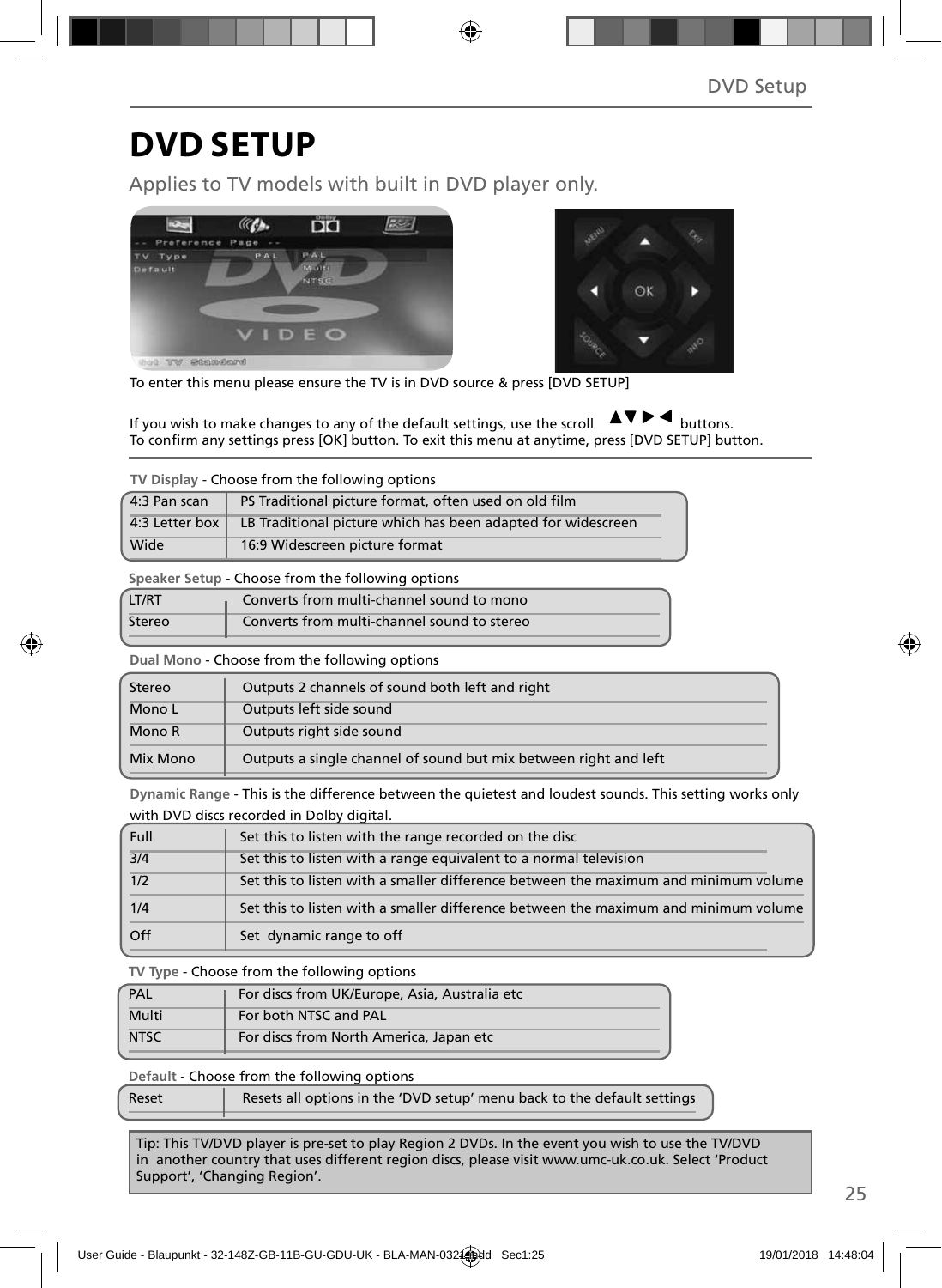# DVD SETUP

Applies to TV models with built in DVD player only.

To enter this menu please ensure the TV is in DVD source & press [DVD SETUP]

If you wish to make changes to any of the default settings, use the scroll ▲▼▶◀ buttons.
To confirm any settings press [OK] button. To exit this menu at anytime, press [DVD SETUP] button.

**TV Display** - Choose from the following options

| | |
|---|---|
| 4:3 Pan scan | PS Traditional picture format, often used on old film |
| 4:3 Letter box | LB Traditional picture which has been adapted for widescreen |
| Wide | 16:9 Widescreen picture format |

**Speaker Setup** - Choose from the following options

| | |
|---|---|
| LT/RT | Converts from multi-channel sound to mono |
| Stereo | Converts from multi-channel sound to stereo |

**Dual Mono** - Choose from the following options

| | |
|---|---|
| Stereo | Outputs 2 channels of sound both left and right |
| Mono L | Outputs left side sound |
| Mono R | Outputs right side sound |
| Mix Mono | Outputs a single channel of sound but mix between right and left |

**Dynamic Range** - This is the difference between the quietest and loudest sounds. This setting works only with DVD discs recorded in Dolby digital.

| | |
|---|---|
| Full | Set this to listen with the range recorded on the disc |
| 3/4 | Set this to listen with a range equivalent to a normal television |
| 1/2 | Set this to listen with a smaller difference between the maximum and minimum volume |
| 1/4 | Set this to listen with a smaller difference between the maximum and minimum volume |
| Off | Set dynamic range to off |

**TV Type** - Choose from the following options

| | |
|---|---|
| PAL | For discs from UK/Europe, Asia, Australia etc |
| Multi | For both NTSC and PAL |
| NTSC | For discs from North America, Japan etc |

**Default** - Choose from the following options

| | |
|---|---|
| Reset | Resets all options in the 'DVD setup' menu back to the default settings |

Tip: This TV/DVD player is pre-set to play Region 2 DVDs. In the event you wish to use the TV/DVD in another country that uses different region discs, please visit www.umc-uk.co.uk. Select 'Product Support', 'Changing Region'.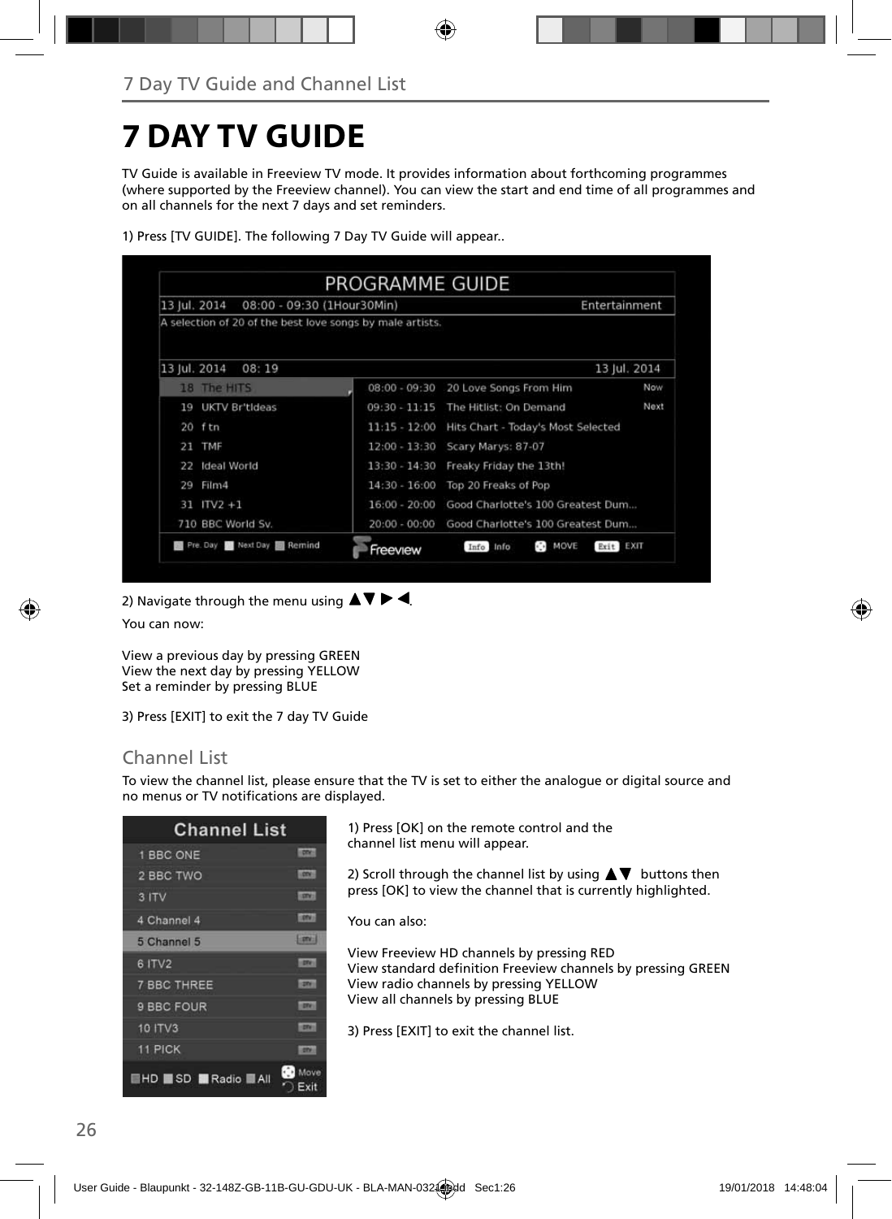# 7 DAY TV GUIDE

TV Guide is available in Freeview TV mode. It provides information about forthcoming programmes (where supported by the Freeview channel). You can view the start and end time of all programmes and on all channels for the next 7 days and set reminders.

1) Press [TV GUIDE]. The following 7 Day TV Guide will appear..

2) Navigate through the menu using ▲▼ ▶ ◀.

You can now:

View a previous day by pressing GREEN
View the next day by pressing YELLOW
Set a reminder by pressing BLUE

3) Press [EXIT] to exit the 7 day TV Guide

## Channel List

To view the channel list, please ensure that the TV is set to either the analogue or digital source and no menus or TV notifications are displayed.

1) Press [OK] on the remote control and the channel list menu will appear.

2) Scroll through the channel list by using ▲▼ buttons then press [OK] to view the channel that is currently highlighted.

You can also:

View Freeview HD channels by pressing RED
View standard definition Freeview channels by pressing GREEN
View radio channels by pressing YELLOW
View all channels by pressing BLUE

3) Press [EXIT] to exit the channel list.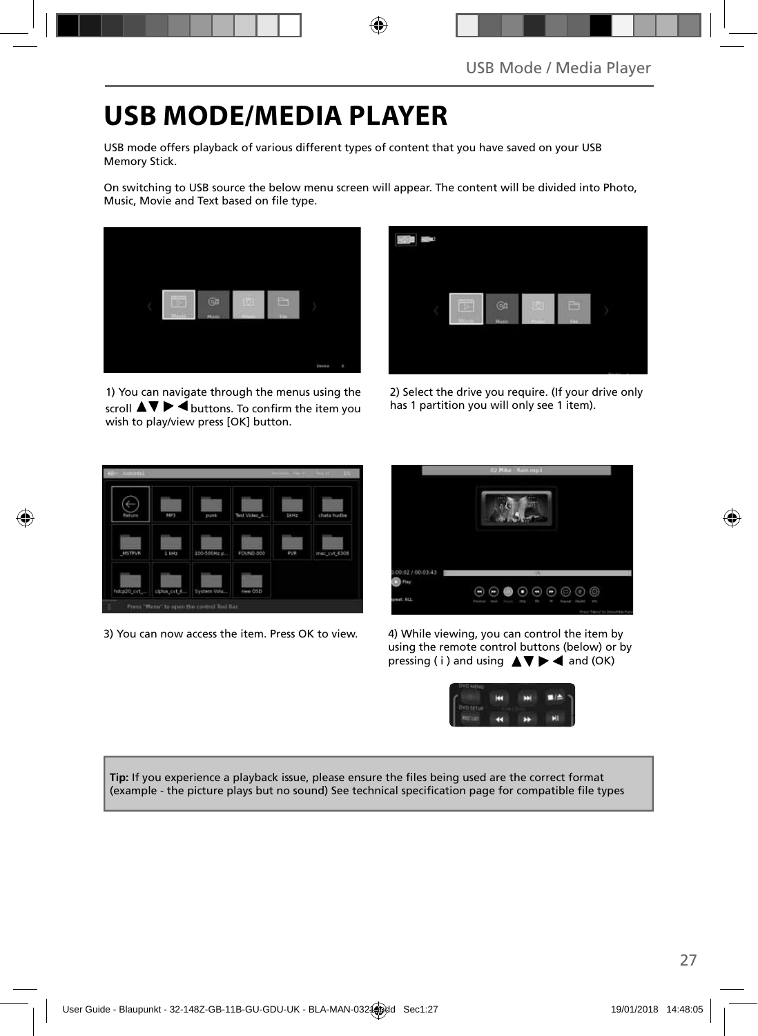# USB MODE/MEDIA PLAYER

USB mode offers playback of various different types of content that you have saved on your USB Memory Stick.

On switching to USB source the below menu screen will appear. The content will be divided into Photo, Music, Movie and Text based on file type.

1) You can navigate through the menus using the scroll ▲▼ ▶ ◀ buttons. To confirm the item you wish to play/view press [OK] button.

2) Select the drive you require. (If your drive only has 1 partition you will only see 1 item).

3) You can now access the item. Press OK to view.

4) While viewing, you can control the item by using the remote control buttons (below) or by pressing ( i ) and using ▲▼ ▶ ◀ and (OK)

**Tip:** If you experience a playback issue, please ensure the files being used are the correct format (example - the picture plays but no sound) See technical specification page for compatible file types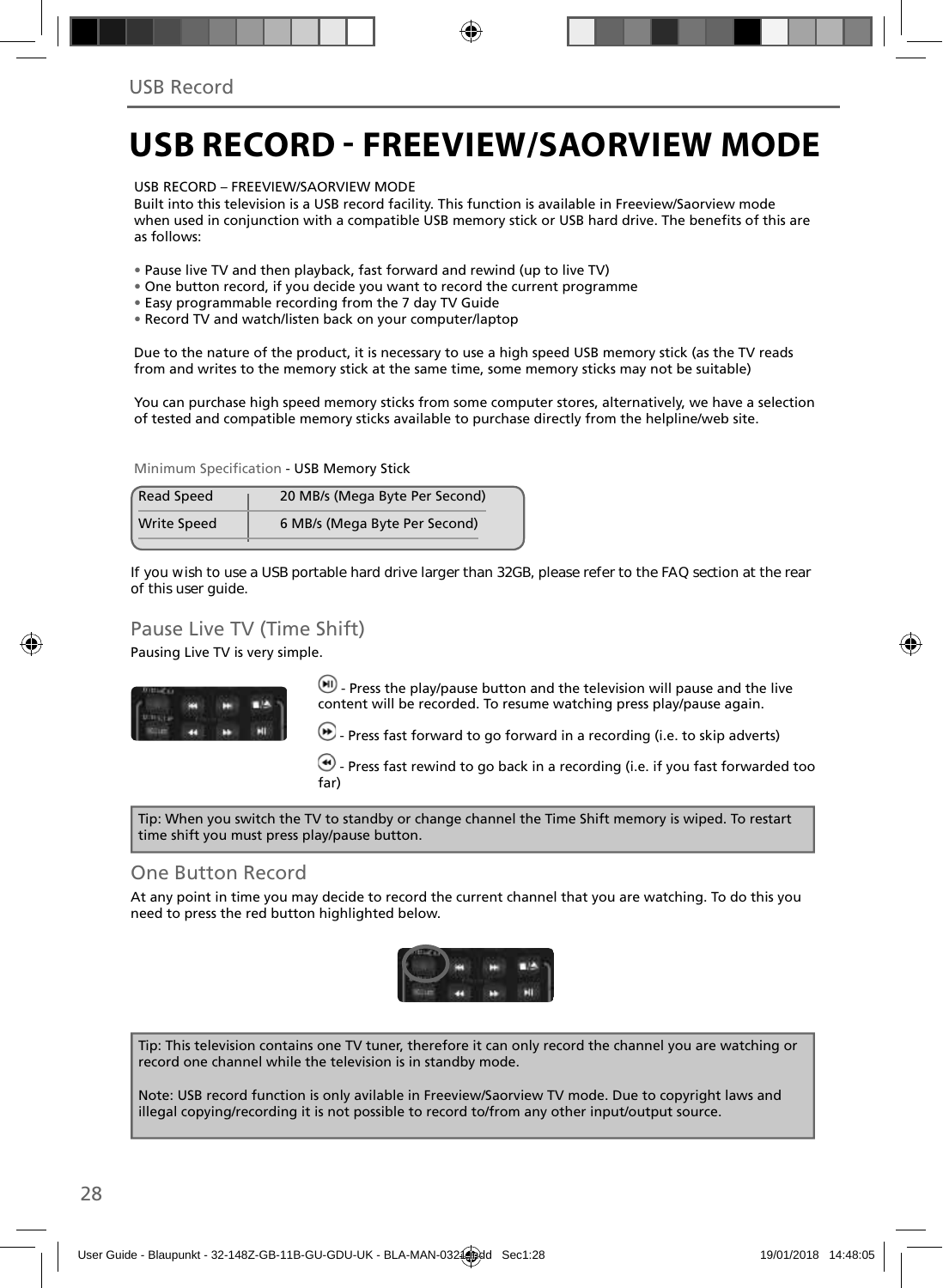# USB RECORD - FREEVIEW/SAORVIEW MODE

USB RECORD – FREEVIEW/SAORVIEW MODE
Built into this television is a USB record facility. This function is available in Freeview/Saorview mode when used in conjunction with a compatible USB memory stick or USB hard drive. The benefits of this are as follows:

- Pause live TV and then playback, fast forward and rewind (up to live TV)
- One button record, if you decide you want to record the current programme
- Easy programmable recording from the 7 day TV Guide
- Record TV and watch/listen back on your computer/laptop

Due to the nature of the product, it is necessary to use a high speed USB memory stick (as the TV reads from and writes to the memory stick at the same time, some memory sticks may not be suitable)

You can purchase high speed memory sticks from some computer stores, alternatively, we have a selection of tested and compatible memory sticks available to purchase directly from the helpline/web site.

Minimum Specification - USB Memory Stick

| Read Speed | 20 MB/s (Mega Byte Per Second) |
|---|---|
| Write Speed | 6 MB/s (Mega Byte Per Second) |

If you wish to use a USB portable hard drive larger than 32GB, please refer to the FAQ section at the rear of this user guide.

## Pause Live TV (Time Shift)

Pausing Live TV is very simple.

- Press the play/pause button and the television will pause and the live content will be recorded. To resume watching press play/pause again.

- Press fast forward to go forward in a recording (i.e. to skip adverts)

- Press fast rewind to go back in a recording (i.e. if you fast forwarded too far)

Tip: When you switch the TV to standby or change channel the Time Shift memory is wiped. To restart time shift you must press play/pause button.

## One Button Record

At any point in time you may decide to record the current channel that you are watching. To do this you need to press the red button highlighted below.

Tip: This television contains one TV tuner, therefore it can only record the channel you are watching or record one channel while the television is in standby mode.

Note: USB record function is only avilable in Freeview/Saorview TV mode. Due to copyright laws and illegal copying/recording it is not possible to record to/from any other input/output source.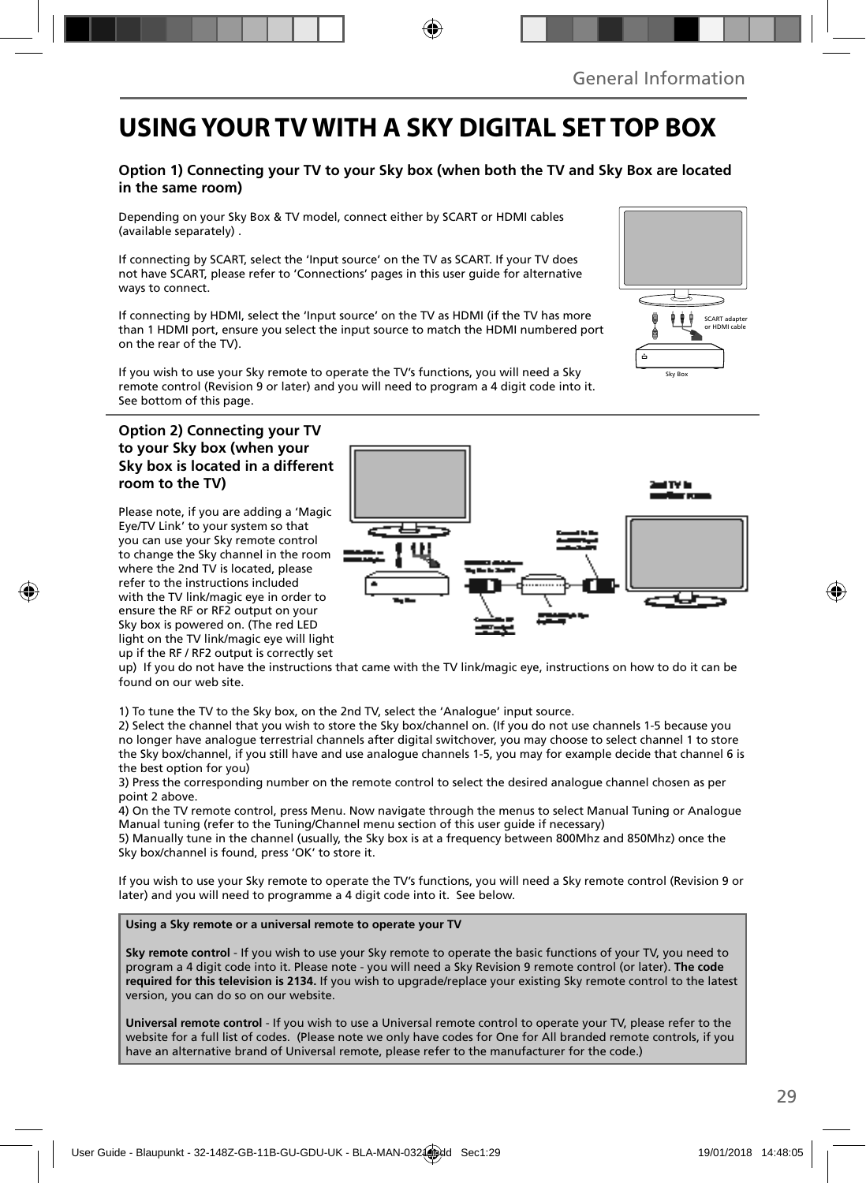# USING YOUR TV WITH A SKY DIGITAL SET TOP BOX

### Option 1) Connecting your TV to your Sky box (when both the TV and Sky Box are located in the same room)

Depending on your Sky Box & TV model, connect either by SCART or HDMI cables (available separately) .

If connecting by SCART, select the 'Input source' on the TV as SCART. If your TV does not have SCART, please refer to 'Connections' pages in this user guide for alternative ways to connect.

If connecting by HDMI, select the 'Input source' on the TV as HDMI (if the TV has more than 1 HDMI port, ensure you select the input source to match the HDMI numbered port on the rear of the TV).

If you wish to use your Sky remote to operate the TV's functions, you will need a Sky remote control (Revision 9 or later) and you will need to program a 4 digit code into it. See bottom of this page.

SCART adapter or HDMI cable

Sky Box

### Option 2) Connecting your TV to your Sky box (when your Sky box is located in a different room to the TV)

Please note, if you are adding a 'Magic Eye/TV Link' to your system so that you can use your Sky remote control to change the Sky channel in the room where the 2nd TV is located, please refer to the instructions included with the TV link/magic eye in order to ensure the RF or RF2 output on your Sky box is powered on. (The red LED light on the TV link/magic eye will light up if the RF / RF2 output is correctly set up) If you do not have the instructions that came with the TV link/magic eye, instructions on how to do it can be found on our web site.

1) To tune the TV to the Sky box, on the 2nd TV, select the 'Analogue' input source.
2) Select the channel that you wish to store the Sky box/channel on. (If you do not use channels 1-5 because you no longer have analogue terrestrial channels after digital switchover, you may choose to select channel 1 to store the Sky box/channel, if you still have and use analogue channels 1-5, you may for example decide that channel 6 is the best option for you)
3) Press the corresponding number on the remote control to select the desired analogue channel chosen as per point 2 above.
4) On the TV remote control, press Menu. Now navigate through the menus to select Manual Tuning or Analogue Manual tuning (refer to the Tuning/Channel menu section of this user guide if necessary)
5) Manually tune in the channel (usually, the Sky box is at a frequency between 800Mhz and 850Mhz) once the Sky box/channel is found, press 'OK' to store it.

If you wish to use your Sky remote to operate the TV's functions, you will need a Sky remote control (Revision 9 or later) and you will need to programme a 4 digit code into it. See below.

**Using a Sky remote or a universal remote to operate your TV**

**Sky remote control** - If you wish to use your Sky remote to operate the basic functions of your TV, you need to program a 4 digit code into it. Please note - you will need a Sky Revision 9 remote control (or later). **The code required for this television is 2134.** If you wish to upgrade/replace your existing Sky remote control to the latest version, you can do so on our website.

**Universal remote control** - If you wish to use a Universal remote control to operate your TV, please refer to the website for a full list of codes. (Please note we only have codes for One for All branded remote controls, if you have an alternative brand of Universal remote, please refer to the manufacturer for the code.)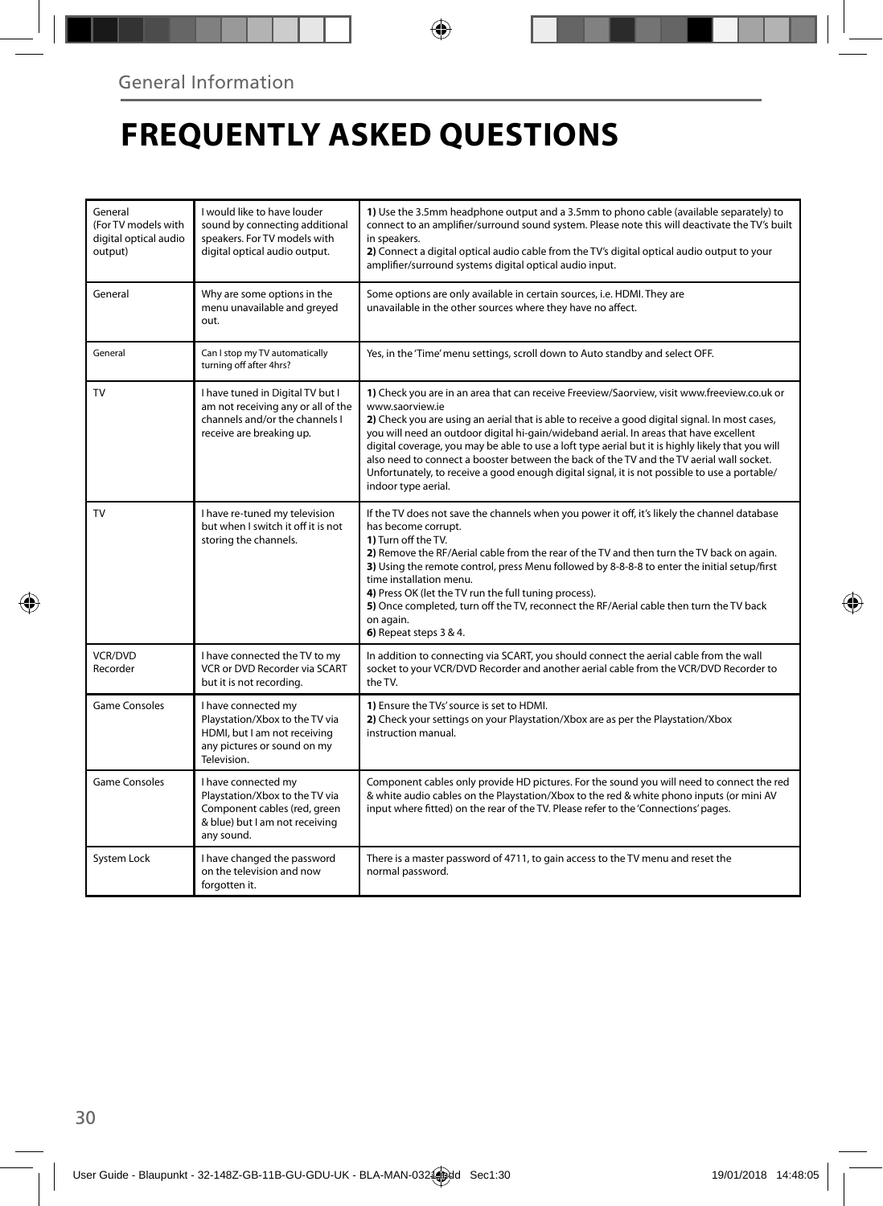General Information

# FREQUENTLY ASKED QUESTIONS

| | | |
|---|---|---|
| General (For TV models with digital optical audio output) | I would like to have louder sound by connecting additional speakers. For TV models with digital optical audio output. | **1)** Use the 3.5mm headphone output and a 3.5mm to phono cable (available separately) to connect to an amplifier/surround sound system. Please note this will deactivate the TV's built in speakers.<br>**2)** Connect a digital optical audio cable from the TV's digital optical audio output to your amplifier/surround systems digital optical audio input. |
| General | Why are some options in the menu unavailable and greyed out. | Some options are only available in certain sources, i.e. HDMI. They are unavailable in the other sources where they have no affect. |
| General | Can I stop my TV automatically turning off after 4hrs? | Yes, in the 'Time' menu settings, scroll down to Auto standby and select OFF. |
| TV | I have tuned in Digital TV but I am not receiving any or all of the channels and/or the channels I receive are breaking up. | **1)** Check you are in an area that can receive Freeview/Saorview, visit www.freeview.co.uk or www.saorview.ie<br>**2)** Check you are using an aerial that is able to receive a good digital signal. In most cases, you will need an outdoor digital hi-gain/wideband aerial. In areas that have excellent digital coverage, you may be able to use a loft type aerial but it is highly likely that you will also need to connect a booster between the back of the TV and the TV aerial wall socket. Unfortunately, to receive a good enough digital signal, it is not possible to use a portable/indoor type aerial. |
| TV | I have re-tuned my television but when I switch it off it is not storing the channels. | If the TV does not save the channels when you power it off, it's likely the channel database has become corrupt.<br>**1)** Turn off the TV.<br>**2)** Remove the RF/Aerial cable from the rear of the TV and then turn the TV back on again.<br>**3)** Using the remote control, press Menu followed by 8-8-8-8 to enter the initial setup/first time installation menu.<br>**4)** Press OK (let the TV run the full tuning process).<br>**5)** Once completed, turn off the TV, reconnect the RF/Aerial cable then turn the TV back on again.<br>**6)** Repeat steps 3 & 4. |
| VCR/DVD Recorder | I have connected the TV to my VCR or DVD Recorder via SCART but it is not recording. | In addition to connecting via SCART, you should connect the aerial cable from the wall socket to your VCR/DVD Recorder and another aerial cable from the VCR/DVD Recorder to the TV. |
| Game Consoles | I have connected my Playstation/Xbox to the TV via HDMI, but I am not receiving any pictures or sound on my Television. | **1)** Ensure the TVs' source is set to HDMI.<br>**2)** Check your settings on your Playstation/Xbox are as per the Playstation/Xbox instruction manual. |
| Game Consoles | I have connected my Playstation/Xbox to the TV via Component cables (red, green & blue) but I am not receiving any sound. | Component cables only provide HD pictures. For the sound you will need to connect the red & white audio cables on the Playstation/Xbox to the red & white phono inputs (or mini AV input where fitted) on the rear of the TV. Please refer to the 'Connections' pages. |
| System Lock | I have changed the password on the television and now forgotten it. | There is a master password of 4711, to gain access to the TV menu and reset the normal password. |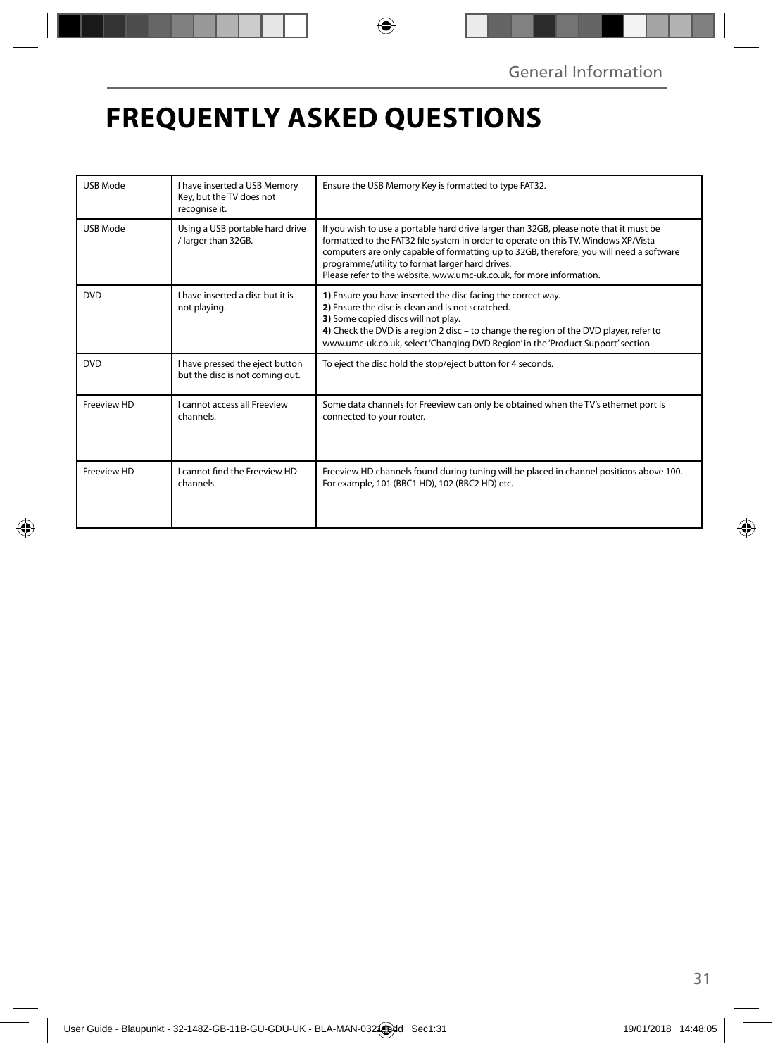# FREQUENTLY ASKED QUESTIONS

| | | |
|---|---|---|
| USB Mode | I have inserted a USB Memory Key, but the TV does not recognise it. | Ensure the USB Memory Key is formatted to type FAT32. |
| USB Mode | Using a USB portable hard drive / larger than 32GB. | If you wish to use a portable hard drive larger than 32GB, please note that it must be formatted to the FAT32 file system in order to operate on this TV. Windows XP/Vista computers are only capable of formatting up to 32GB, therefore, you will need a software programme/utility to format larger hard drives.<br>Please refer to the website, www.umc-uk.co.uk, for more information. |
| DVD | I have inserted a disc but it is not playing. | **1)** Ensure you have inserted the disc facing the correct way.<br>**2)** Ensure the disc is clean and is not scratched.<br>**3)** Some copied discs will not play.<br>**4)** Check the DVD is a region 2 disc – to change the region of the DVD player, refer to www.umc-uk.co.uk, select 'Changing DVD Region' in the 'Product Support' section |
| DVD | I have pressed the eject button but the disc is not coming out. | To eject the disc hold the stop/eject button for 4 seconds. |
| Freeview HD | I cannot access all Freeview channels. | Some data channels for Freeview can only be obtained when the TV's ethernet port is connected to your router. |
| Freeview HD | I cannot find the Freeview HD channels. | Freeview HD channels found during tuning will be placed in channel positions above 100. For example, 101 (BBC1 HD), 102 (BBC2 HD) etc. |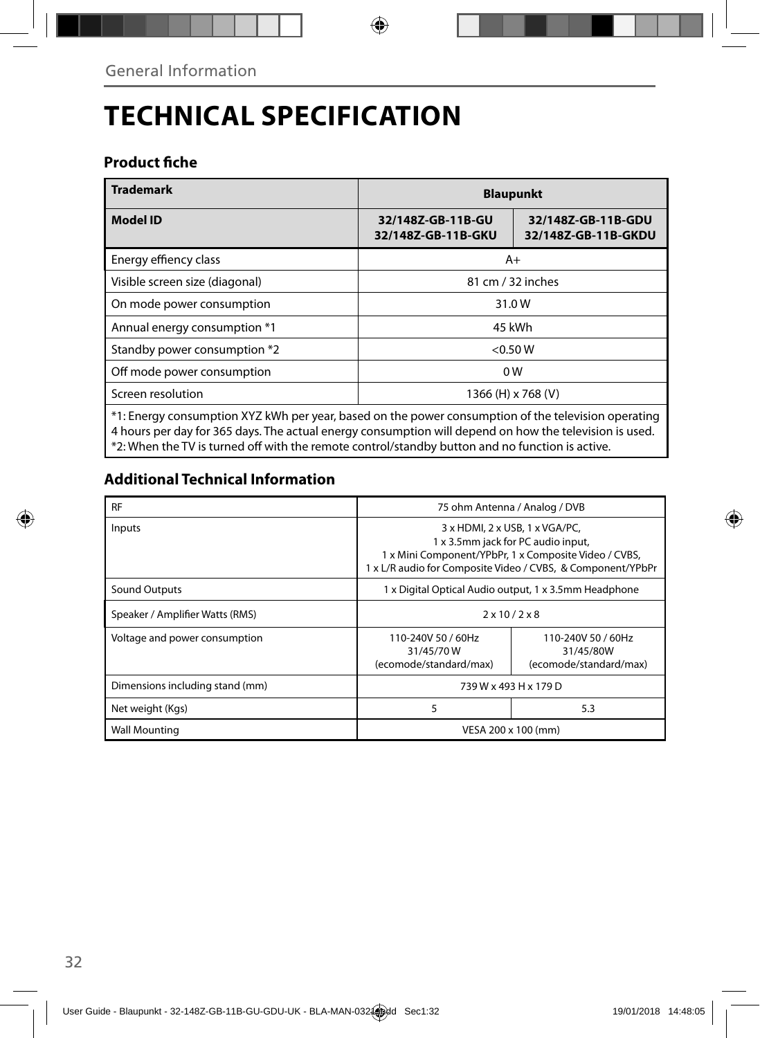General Information

# TECHNICAL SPECIFICATION

### Product fiche

| Trademark | Blaupunkt | |
|---|---|---|
| **Model ID** | **32/148Z-GB-11B-GU 32/148Z-GB-11B-GKU** | **32/148Z-GB-11B-GDU 32/148Z-GB-11B-GKDU** |
| Energy effiency class | A+ | |
| Visible screen size (diagonal) | 81 cm / 32 inches | |
| On mode power consumption | 31.0 W | |
| Annual energy consumption *1 | 45 kWh | |
| Standby power consumption *2 | <0.50 W | |
| Off mode power consumption | 0 W | |
| Screen resolution | 1366 (H) x 768 (V) | |

*1: Energy consumption XYZ kWh per year, based on the power consumption of the television operating 4 hours per day for 365 days. The actual energy consumption will depend on how the television is used.
*2: When the TV is turned off with the remote control/standby button and no function is active.

### Additional Technical Information

| | | |
|---|---|---|
| RF | 75 ohm Antenna / Analog / DVB | |
| Inputs | 3 x HDMI, 2 x USB, 1 x VGA/PC, 1 x 3.5mm jack for PC audio input, 1 x Mini Component/YPbPr, 1 x Composite Video / CVBS, 1 x L/R audio for Composite Video / CVBS, & Component/YPbPr | |
| Sound Outputs | 1 x Digital Optical Audio output, 1 x 3.5mm Headphone | |
| Speaker / Amplifier Watts (RMS) | 2 x 10 / 2 x 8 | |
| Voltage and power consumption | 110-240V 50 / 60Hz 31/45/70 W (ecomode/standard/max) | 110-240V 50 / 60Hz 31/45/80W (ecomode/standard/max) |
| Dimensions including stand (mm) | 739 W x 493 H x 179 D | |
| Net weight (Kgs) | 5 | 5.3 |
| Wall Mounting | VESA 200 x 100 (mm) | |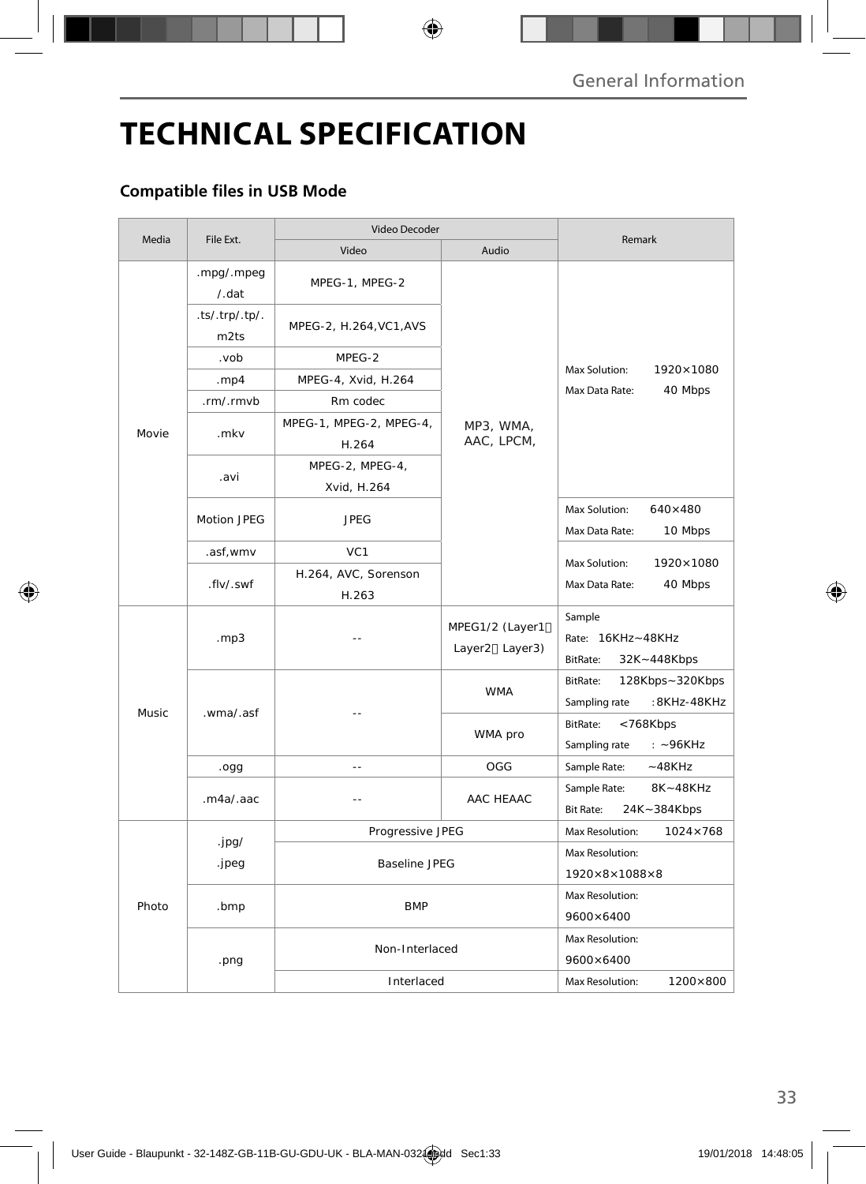# TECHNICAL SPECIFICATION

## Compatible files in USB Mode

| Media | File Ext. | Video Decoder | | Remark |
|---|---|---|---|---|
| | | Video | Audio | |
| Movie | .mpg/.mpeg /.dat | MPEG-1, MPEG-2 | MP3, WMA, AAC, LPCM, | Max Solution: 1920×1080 Max Data Rate: 40 Mbps |
| | .ts/.trp/.tp/.m2ts | MPEG-2, H.264,VC1,AVS | | |
| | .vob | MPEG-2 | | |
| | .mp4 | MPEG-4, Xvid, H.264 | | |
| | .rm/.rmvb | Rm codec | | |
| | .mkv | MPEG-1, MPEG-2, MPEG-4, H.264 | | |
| | .avi | MPEG-2, MPEG-4, Xvid, H.264 | | |
| | Motion JPEG | JPEG | | Max Solution: 640×480 Max Data Rate: 10 Mbps |
| | .asf,wmv | VC1 | | Max Solution: 1920×1080 Max Data Rate: 40 Mbps |
| | .flv/.swf | H.264, AVC, Sorenson H.263 | | |
| Music | .mp3 | -- | MPEG1/2 (Layer1、Layer2、Layer3) | Sample Rate: 16KHz~48KHz BitRate: 32K~448Kbps |
| | .wma/.asf | -- | WMA | BitRate: 128Kbps~320Kbps Sampling rate :8KHz-48KHz |
| | | | WMA pro | BitRate: <768Kbps Sampling rate : ~96KHz |
| | .ogg | -- | OGG | Sample Rate: ~48KHz |
| | .m4a/.aac | -- | AAC HEAAC | Sample Rate: 8K~48KHz Bit Rate: 24K~384Kbps |
| Photo | .jpg/ .jpeg | Progressive JPEG | | Max Resolution: 1024×768 |
| | | Baseline JPEG | | Max Resolution: 1920×8×1088×8 |
| | .bmp | BMP | | Max Resolution: 9600×6400 |
| | .png | Non-Interlaced | | Max Resolution: 9600×6400 |
| | | Interlaced | | Max Resolution: 1200×800 |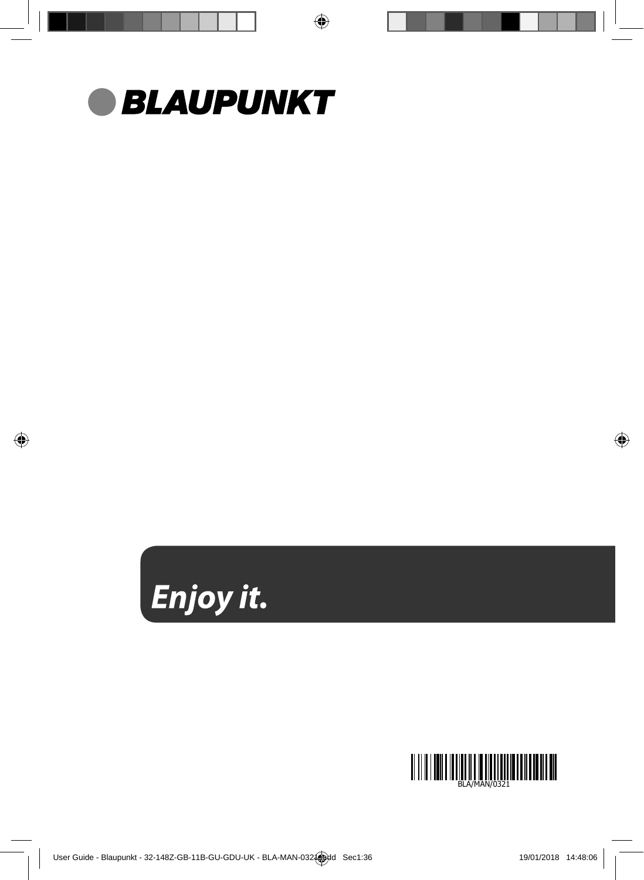BLAUPUNKT

Enjoy it.

BLA/MAN/0321